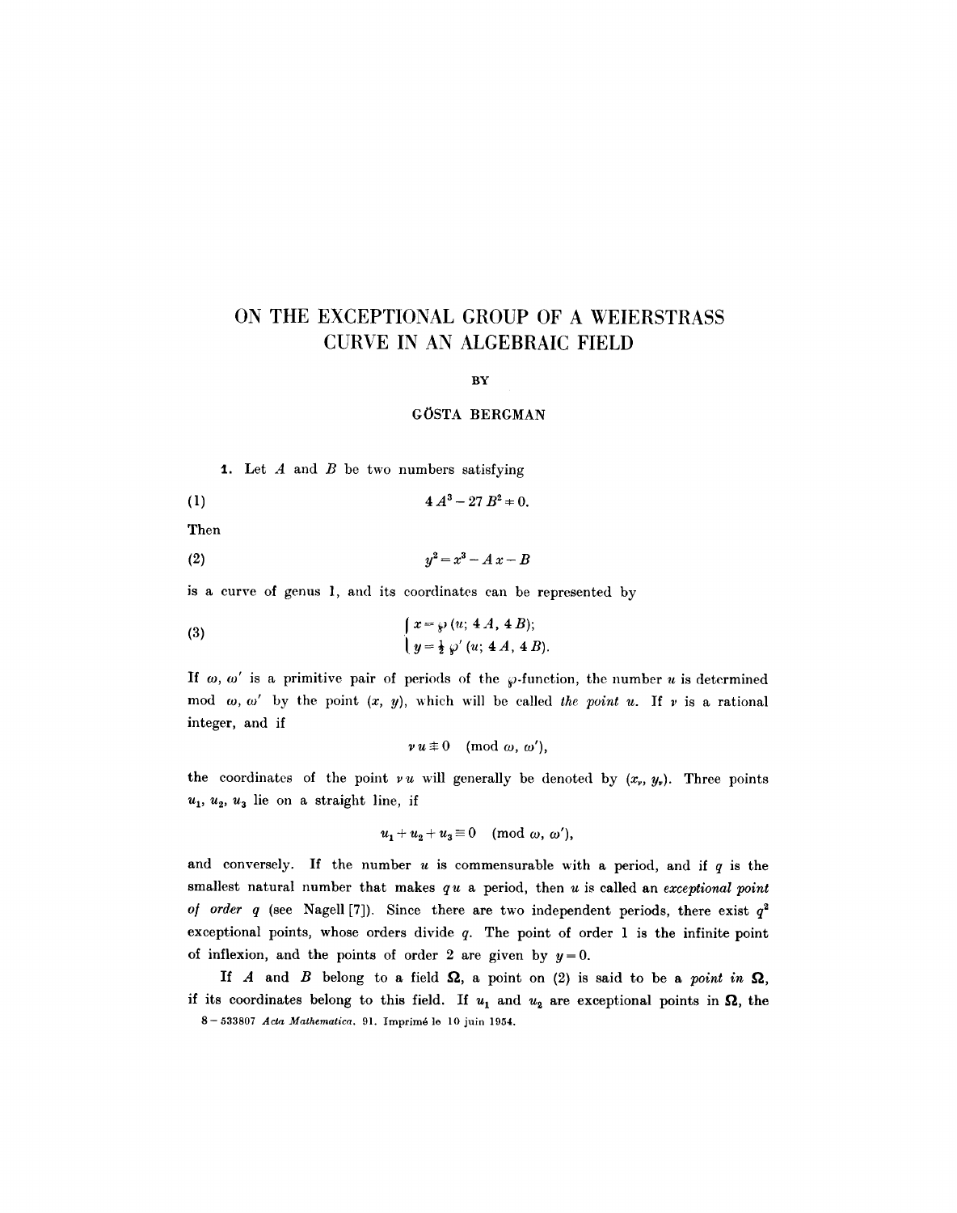# ON THE EXCEPTIONAL GROUP OF A WEIERSTRASS CURVE IN AN ALGEBRAIC FIELD

BY

GÖSTA BERGMAN

**1.** Let $A$ and $B$ be two numbers satisfying

$$4A^3 - 27B^2 \neq 0. \tag{1}$$

Then

$$y^2 = x^3 - Ax - B \tag{2}$$

is a curve of genus 1, and its coordinates can be represented by

$$\begin{cases} x = \wp(u;\, 4A,\, 4B); \\ y = \frac{1}{2}\wp'(u;\, 4A,\, 4B). \end{cases} \tag{3}$$

If $\omega$, $\omega'$ is a primitive pair of periods of the $\wp$-function, the number $u$ is determined mod $\omega$, $\omega'$ by the point $(x, y)$, which will be called *the point* $u$. If $\nu$ is a rational integer, and if

$$\nu u \not\equiv 0 \pmod{\omega, \omega'},$$

the coordinates of the point $\nu u$ will generally be denoted by $(x_\nu, y_\nu)$. Three points $u_1$, $u_2$, $u_3$ lie on a straight line, if

$$u_1 + u_2 + u_3 \equiv 0 \pmod{\omega, \omega'},$$

and conversely. If the number $u$ is commensurable with a period, and if $q$ is the smallest natural number that makes $qu$ a period, then $u$ is called an *exceptional point of order* $q$ (see Nagell [7]). Since there are two independent periods, there exist $q^2$ exceptional points, whose orders divide $q$. The point of order 1 is the infinite point of inflexion, and the points of order 2 are given by $y = 0$.

If $A$ and $B$ belong to a field $\mathbf{\Omega}$, a point on (2) is said to be a *point in* $\mathbf{\Omega}$, if its coordinates belong to this field. If $u_1$ and $u_2$ are exceptional points in $\mathbf{\Omega}$, the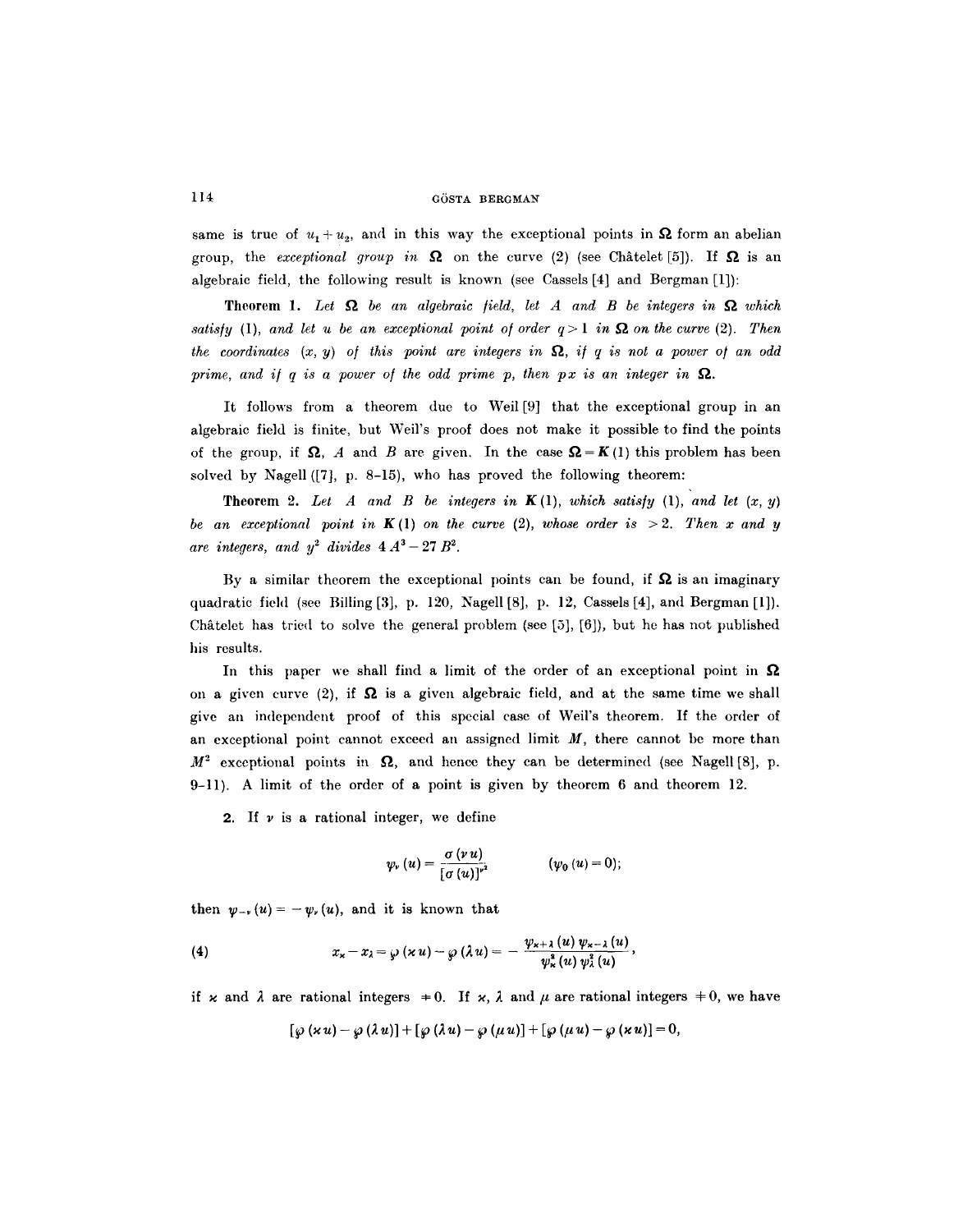same is true of $u_1 + u_2$, and in this way the exceptional points in $\boldsymbol{\Omega}$ form an abelian group, the *exceptional group in* $\boldsymbol{\Omega}$ on the curve (2) (see Châtelet [5]). If $\boldsymbol{\Omega}$ is an algebraic field, the following result is known (see Cassels [4] and Bergman [1]):

**Theorem 1.** *Let $\boldsymbol{\Omega}$ be an algebraic field, let $A$ and $B$ be integers in $\boldsymbol{\Omega}$ which satisfy* (1), *and let $u$ be an exceptional point of order $q > 1$ in $\boldsymbol{\Omega}$ on the curve* (2). *Then the coordinates $(x, y)$ of this point are integers in $\boldsymbol{\Omega}$, if $q$ is not a power of an odd prime, and if $q$ is a power of the odd prime $p$, then $px$ is an integer in $\boldsymbol{\Omega}$.*

It follows from a theorem due to Weil [9] that the exceptional group in an algebraic field is finite, but Weil's proof does not make it possible to find the points of the group, if $\boldsymbol{\Omega}$, $A$ and $B$ are given. In the case $\boldsymbol{\Omega} = \boldsymbol{K}(1)$ this problem has been solved by Nagell ([7], p. 8–15), who has proved the following theorem:

**Theorem 2.** *Let $A$ and $B$ be integers in $\boldsymbol{K}(1)$, which satisfy* (1), *and let $(x, y)$ be an exceptional point in $\boldsymbol{K}(1)$ on the curve* (2), *whose order is $> 2$. Then $x$ and $y$ are integers, and $y^2$ divides $4A^3 - 27B^2$.*

By a similar theorem the exceptional points can be found, if $\boldsymbol{\Omega}$ is an imaginary quadratic field (see Billing [3], p. 120, Nagell [8], p. 12, Cassels [4], and Bergman [1]). Châtelet has tried to solve the general problem (see [5], [6]), but he has not published his results.

In this paper we shall find a limit of the order of an exceptional point in $\boldsymbol{\Omega}$ on a given curve (2), if $\boldsymbol{\Omega}$ is a given algebraic field, and at the same time we shall give an independent proof of this special case of Weil's theorem. If the order of an exceptional point cannot exceed an assigned limit $M$, there cannot be more than $M^2$ exceptional points in $\boldsymbol{\Omega}$, and hence they can be determined (see Nagell [8], p. 9–11). A limit of the order of a point is given by theorem 6 and theorem 12.

**2.** If $\nu$ is a rational integer, we define

$$\psi_\nu(u) = \frac{\sigma(\nu u)}{[\sigma(u)]^{\nu^2}} \qquad (\psi_0(u) = 0);$$

then $\psi_{-\nu}(u) = -\psi_\nu(u)$, and it is known that

$$x_\varkappa - x_\lambda = \wp(\varkappa u) - \wp(\lambda u) = -\frac{\psi_{\varkappa+\lambda}(u)\,\psi_{\varkappa-\lambda}(u)}{\psi_\varkappa^2(u)\,\psi_\lambda^2(u)}, \tag{4}$$

if $\varkappa$ and $\lambda$ are rational integers $\neq 0$. If $\varkappa$, $\lambda$ and $\mu$ are rational integers $\neq 0$, we have

$$[\wp(\varkappa u) - \wp(\lambda u)] + [\wp(\lambda u) - \wp(\mu u)] + [\wp(\mu u) - \wp(\varkappa u)] = 0,$$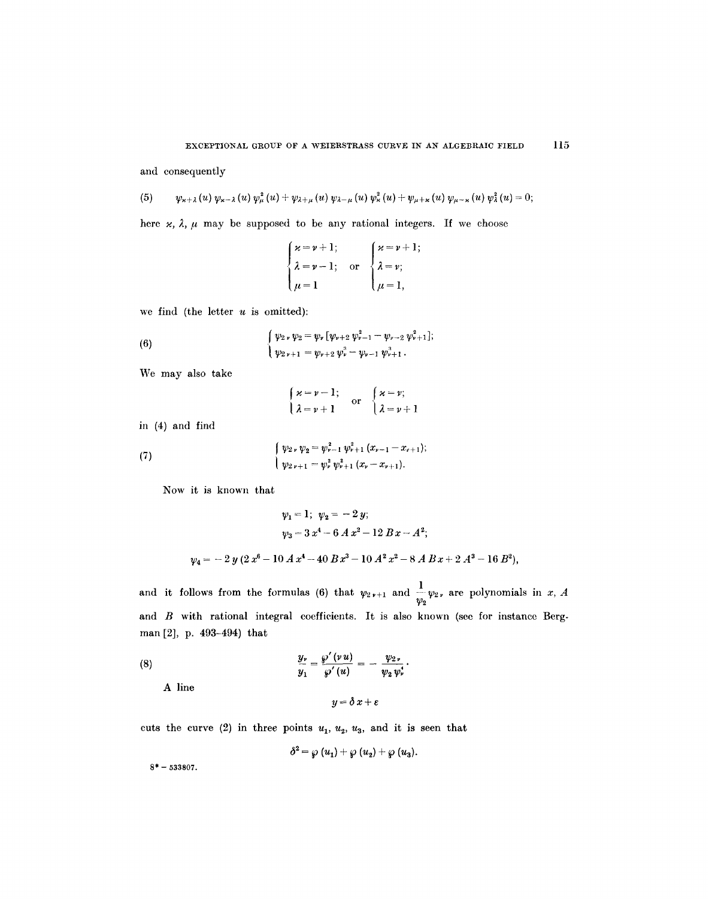and consequently

$$\psi_{\varkappa+\lambda}(u)\,\psi_{\varkappa-\lambda}(u)\,\psi_\mu^2(u)+\psi_{\lambda+\mu}(u)\,\psi_{\lambda-\mu}(u)\,\psi_\varkappa^2(u)+\psi_{\mu+\varkappa}(u)\,\psi_{\mu-\varkappa}(u)\,\psi_\lambda^2(u)=0; \tag{5}$$

here $\varkappa$, $\lambda$, $\mu$ may be supposed to be any rational integers. If we choose

$$\begin{cases}\varkappa=\nu+1;\\ \lambda=\nu-1;\\ \mu=1\end{cases} \quad \text{or} \quad \begin{cases}\varkappa=\nu+1;\\ \lambda=\nu;\\ \mu=1,\end{cases}$$

we find (the letter $u$ is omitted):

$$\begin{cases}\psi_{2\nu}\,\psi_2=\psi_\nu\,[\psi_{\nu+2}\,\psi_{\nu-1}^2-\psi_{\nu-2}\,\psi_{\nu+1}^2];\\ \psi_{2\nu+1}=\psi_{\nu+2}\,\psi_\nu^3-\psi_{\nu-1}\,\psi_{\nu+1}^3.\end{cases} \tag{6}$$

We may also take

$$\begin{cases}\varkappa=\nu-1;\\ \lambda=\nu+1\end{cases} \quad \text{or} \quad \begin{cases}\varkappa=\nu;\\ \lambda=\nu+1\end{cases}$$

in (4) and find

$$\begin{cases}\psi_{2\nu}\,\psi_2=\psi_{\nu-1}^2\,\psi_{\nu+1}^2\,(x_{\nu-1}-x_{\nu+1});\\ \psi_{2\nu+1}=\psi_\nu^2\,\psi_{\nu+1}^2\,(x_\nu-x_{\nu+1}).\end{cases} \tag{7}$$

Now it is known that

$$\psi_1=1;\ \psi_2=-2\,y;$$
$$\psi_3=3\,x^4-6\,A\,x^2-12\,B\,x-A^2;$$
$$\psi_4=-2\,y\,(2\,x^6-10\,A\,x^4-40\,B\,x^3-10\,A^2\,x^2-8\,A\,B\,x+2\,A^3-16\,B^2),$$

and it follows from the formulas (6) that $\psi_{2\nu+1}$ and $\dfrac{1}{\psi_2}\psi_{2\nu}$ are polynomials in $x$, $A$ and $B$ with rational integral coefficients. It is also known (see for instance Bergman [2], p. 493–494) that

$$\frac{y_\nu}{y_1}=\frac{\wp'(\nu u)}{\wp'(u)}=-\frac{\psi_{2\nu}}{\psi_2\,\psi_\nu^4}. \tag{8}$$

A line

$$y=\delta\,x+\varepsilon$$

cuts the curve (2) in three points $u_1$, $u_2$, $u_3$, and it is seen that

$$\delta^2=\wp(u_1)+\wp(u_2)+\wp(u_3).$$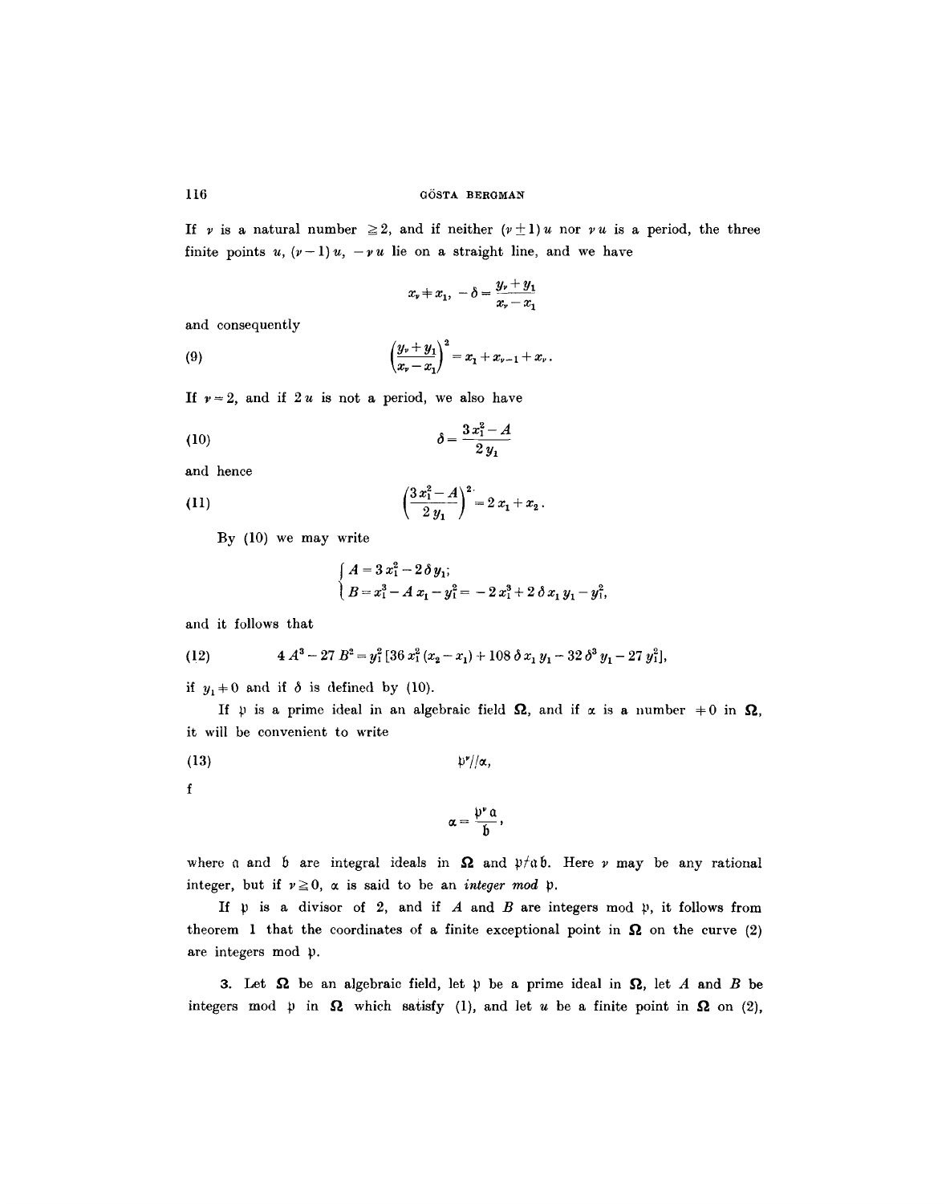If $\nu$ is a natural number $\geq 2$, and if neither $(\nu \pm 1) u$ nor $\nu u$ is a period, the three finite points $u$, $(\nu - 1) u$, $-\nu u$ lie on a straight line, and we have

$$x_\nu \neq x_1, \quad -\delta = \frac{y_\nu + y_1}{x_\nu - x_1}$$

and consequently

$$\left(\frac{y_\nu + y_1}{x_\nu - x_1}\right)^2 = x_1 + x_{\nu - 1} + x_\nu. \tag{9}$$

If $\nu = 2$, and if $2u$ is not a period, we also have

$$\delta = \frac{3 x_1^2 - A}{2 y_1} \tag{10}$$

and hence

$$\left(\frac{3 x_1^2 - A}{2 y_1}\right)^2 = 2 x_1 + x_2. \tag{11}$$

By (10) we may write

$$\begin{cases} A = 3 x_1^2 - 2 \delta y_1; \\ B = x_1^3 - A x_1 - y_1^2 = -2 x_1^3 + 2 \delta x_1 y_1 - y_1^2, \end{cases}$$

and it follows that

$$4 A^3 - 27 B^2 = y_1^2 [36 x_1^2 (x_2 - x_1) + 108 \delta x_1 y_1 - 32 \delta^3 y_1 - 27 y_1^2], \tag{12}$$

if $y_1 \neq 0$ and if $\delta$ is defined by (10).

If $\mathfrak{p}$ is a prime ideal in an algebraic field $\boldsymbol{\Omega}$, and if $\alpha$ is a number $\neq 0$ in $\boldsymbol{\Omega}$, it will be convenient to write

$$\mathfrak{p}^\nu // \alpha, \tag{13}$$

f

$$\alpha = \frac{\mathfrak{p}^\nu \mathfrak{a}}{\mathfrak{b}},$$

where $\mathfrak{a}$ and $\mathfrak{b}$ are integral ideals in $\boldsymbol{\Omega}$ and $\mathfrak{p} \nmid \mathfrak{a}\mathfrak{b}$. Here $\nu$ may be any rational integer, but if $\nu \geq 0$, $\alpha$ is said to be an *integer mod* $\mathfrak{p}$.

If $\mathfrak{p}$ is a divisor of 2, and if $A$ and $B$ are integers mod $\mathfrak{p}$, it follows from theorem 1 that the coordinates of a finite exceptional point in $\boldsymbol{\Omega}$ on the curve (2) are integers mod $\mathfrak{p}$.

3. Let $\boldsymbol{\Omega}$ be an algebraic field, let $\mathfrak{p}$ be a prime ideal in $\boldsymbol{\Omega}$, let $A$ and $B$ be integers mod $\mathfrak{p}$ in $\boldsymbol{\Omega}$ which satisfy (1), and let $u$ be a finite point in $\boldsymbol{\Omega}$ on (2),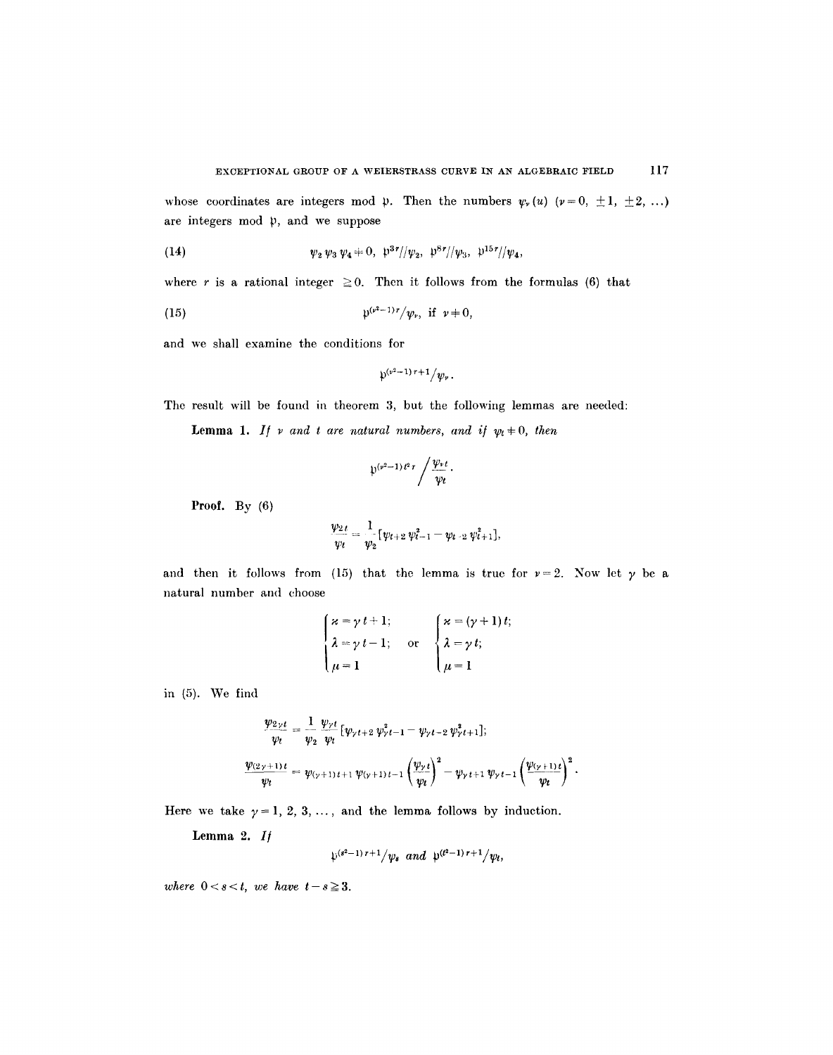whose coordinates are integers mod $\mathfrak{p}$. Then the numbers $\psi_\nu(u)$ $(\nu = 0, \pm 1, \pm 2, \ldots)$ are integers mod $\mathfrak{p}$, and we suppose

$$\psi_2 \psi_3 \psi_4 \neq 0, \quad \mathfrak{p}^{3r} // \psi_2, \quad \mathfrak{p}^{8r} // \psi_3, \quad \mathfrak{p}^{15r} // \psi_4, \tag{14}$$

where $r$ is a rational integer $\geq 0$. Then it follows from the formulas (6) that

$$\mathfrak{p}^{(\nu^2-1)r} / \psi_\nu, \text{ if } \nu \neq 0, \tag{15}$$

and we shall examine the conditions for

$$\mathfrak{p}^{(\nu^2-1)r+1} / \psi_\nu .$$

The result will be found in theorem 3, but the following lemmas are needed:

**Lemma 1.** *If $\nu$ and $t$ are natural numbers, and if $\psi_t \neq 0$, then*

$$\mathfrak{p}^{(\nu^2-1)t^2 r} \Big/ \frac{\psi_{\nu t}}{\psi_t} .$$

**Proof.** By (6)

$$\frac{\psi_{2t}}{\psi_t} = \frac{1}{\psi_2} [\psi_{t+2} \psi_{t-1}^2 - \psi_{t-2} \psi_{t+1}^2],$$

and then it follows from (15) that the lemma is true for $\nu = 2$. Now let $\gamma$ be a natural number and choose

$$\begin{cases} \varkappa = \gamma t + 1; \\ \lambda = \gamma t - 1; \\ \mu = 1 \end{cases} \quad \text{or} \quad \begin{cases} \varkappa = (\gamma + 1) t; \\ \lambda = \gamma t; \\ \mu = 1 \end{cases}$$

in (5). We find

$$\frac{\psi_{2\gamma t}}{\psi_t} = \frac{1}{\psi_2} \frac{\psi_{\gamma t}}{\psi_t} [\psi_{\gamma t + 2} \psi_{\gamma t - 1}^2 - \psi_{\gamma t - 2} \psi_{\gamma t + 1}^2];$$

$$\frac{\psi_{(2\gamma+1)t}}{\psi_t} = \psi_{(\gamma+1)t+1} \psi_{(\gamma+1)t-1} \left( \frac{\psi_{\gamma t}}{\psi_t} \right)^2 - \psi_{\gamma t + 1} \psi_{\gamma t - 1} \left( \frac{\psi_{(\gamma+1)t}}{\psi_t} \right)^2 .$$

Here we take $\gamma = 1, 2, 3, \ldots$, and the lemma follows by induction.

**Lemma 2.** *If*

$$\mathfrak{p}^{(s^2-1)r+1} / \psi_s \text{ and } \mathfrak{p}^{(t^2-1)r+1} / \psi_t,$$

*where $0 < s < t$, we have $t - s \geq 3$.*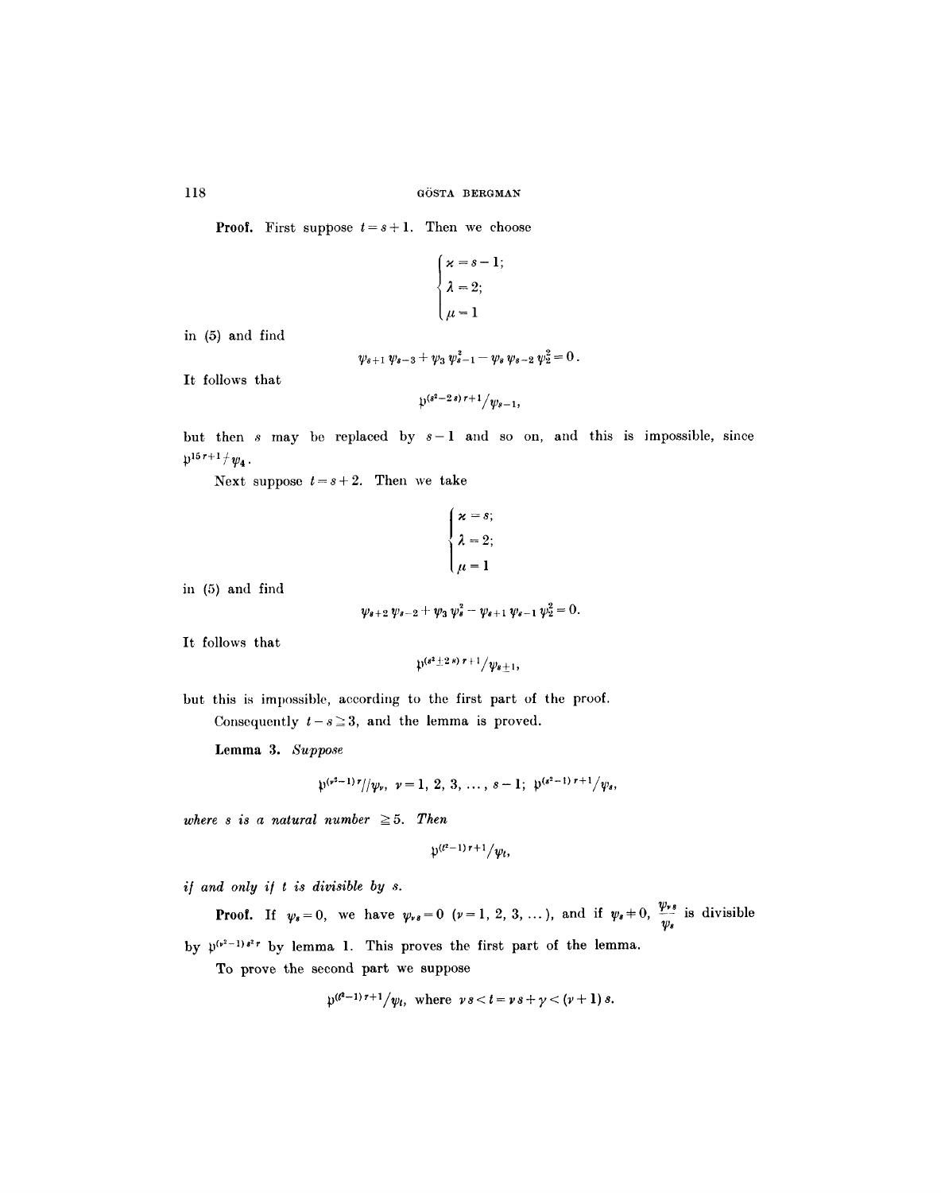**Proof.** First suppose $t = s + 1$. Then we choose

$$\begin{cases} \varkappa = s - 1; \\ \lambda = 2; \\ \mu = 1 \end{cases}$$

in (5) and find

$$\psi_{s+1}\,\psi_{s-3} + \psi_3\,\psi_{s-1}^2 - \psi_s\,\psi_{s-2}\,\psi_2^2 = 0\,.$$

It follows that

$$\mathfrak{p}^{(s^2-2s)\,r+1}/\psi_{s-1},$$

but then $s$ may be replaced by $s-1$ and so on, and this is impossible, since $\mathfrak{p}^{15\,r+1} \nmid \psi_4$.

Next suppose $t = s + 2$. Then we take

$$\begin{cases} \varkappa = s; \\ \lambda = 2; \\ \mu = 1 \end{cases}$$

in (5) and find

$$\psi_{s+2}\,\psi_{s-2} + \psi_3\,\psi_s^2 - \psi_{s+1}\,\psi_{s-1}\,\psi_2^2 = 0.$$

It follows that

$$\mathfrak{p}^{(s^2 \pm 2s)\,r+1}/\psi_{s\pm 1},$$

but this is impossible, according to the first part of the proof.

Consequently $t - s \geq 3$, and the lemma is proved.

**Lemma 3.** *Suppose*

$$\mathfrak{p}^{(\nu^2-1)\,r}//\psi_\nu,\ \ \nu = 1, 2, 3, \ldots, s-1;\ \ \mathfrak{p}^{(s^2-1)\,r+1}/\psi_s,$$

*where $s$ is a natural number $\geq 5$. Then*

$$\mathfrak{p}^{(t^2-1)\,r+1}/\psi_t,$$

*if and only if $t$ is divisible by $s$.*

**Proof.** If $\psi_s = 0$, we have $\psi_{\nu s} = 0$ $(\nu = 1, 2, 3, \ldots)$, and if $\psi_s \neq 0$, $\dfrac{\psi_{\nu s}}{\psi_s}$ is divisible by $\mathfrak{p}^{(\nu^2-1)\,s^2 r}$ by lemma 1. This proves the first part of the lemma.

To prove the second part we suppose

$$\mathfrak{p}^{(t^2-1)\,r+1}/\psi_t, \text{ where } \nu s < t = \nu s + \gamma < (\nu + 1)\,s.$$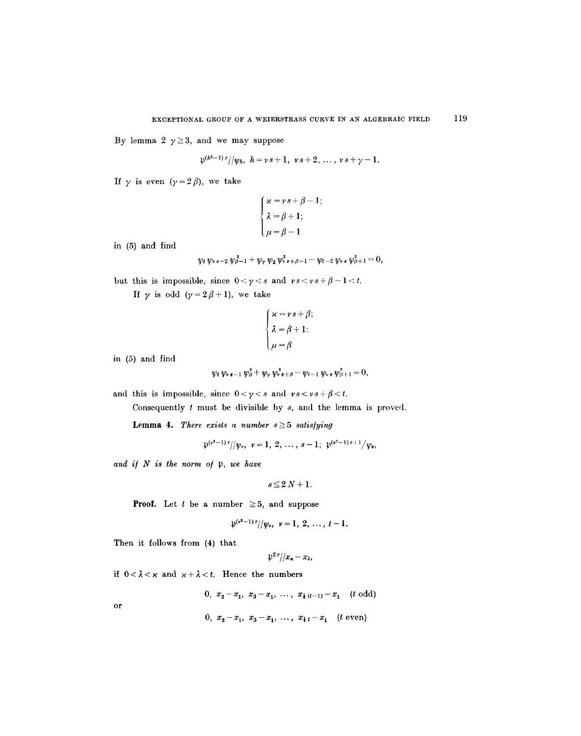By lemma 2 $\gamma \geqq 3$, and we may suppose

$$\mathfrak{p}^{(h^2-1)r} // \psi_h, \quad h = \nu s+1, \ \nu s+2, \ \ldots, \ \nu s+\gamma-1.$$

If $\gamma$ is even $(\gamma = 2\beta)$, we take

$$\begin{cases} \varkappa = \nu s + \beta - 1; \\ \lambda = \beta + 1; \\ \mu = \beta - 1 \end{cases}$$

in (5) and find

$$\psi_t \psi_{\nu s-2} \psi_{\beta-1}^2 + \psi_\gamma \psi_2 \psi_{\nu s+\beta-1}^2 - \psi_{t-2} \psi_{\nu s} \psi_{\beta+1}^2 = 0,$$

but this is impossible, since $0 < \gamma < s$ and $\nu s < \nu s + \beta - 1 < t$.

If $\gamma$ is odd $(\gamma = 2\beta + 1)$, we take

$$\begin{cases} \varkappa = \nu s + \beta; \\ \lambda = \beta + 1; \\ \mu = \beta \end{cases}$$

in (5) and find

$$\psi_t \psi_{\nu s-1} \psi_\beta^2 + \psi_\gamma \psi_{\nu s+\beta}^2 - \psi_{t-1} \psi_{\nu s} \psi_{\beta+1}^2 = 0,$$

and this is impossible, since $0 < \gamma < s$ and $\nu s < \nu s + \beta < t$.

Consequently $t$ must be divisible by $s$, and the lemma is proved.

**Lemma 4.** *There exists a number $s \geqq 5$ satisfying*

$$\mathfrak{p}^{(\nu^2-1)r} // \psi_\nu, \quad \nu = 1, 2, \ldots, s-1; \quad \mathfrak{p}^{(s^2-1)r+1} / \psi_s,$$

*and if $N$ is the norm of $\mathfrak{p}$, we have*

$$s \leqq 2N + 1.$$

**Proof.** Let $t$ be a number $\geqq 5$, and suppose

$$\mathfrak{p}^{(\nu^2-1)r} // \psi_\nu, \quad \nu = 1, 2, \ldots, t-1.$$

Then it follows from (4) that

$$\mathfrak{p}^{2r} // x_\varkappa - x_\lambda,$$

if $0 < \lambda < \varkappa$ and $\varkappa + \lambda < t$. Hence the numbers

$$0, \ x_2 - x_1, \ x_3 - x_1, \ \ldots, \ x_{\frac{1}{2}(t-1)} - x_1 \quad (t \text{ odd})$$

or

$$0, \ x_2 - x_1, \ x_3 - x_1, \ \ldots, \ x_{\frac{1}{2}t} - x_1 \quad (t \text{ even})$$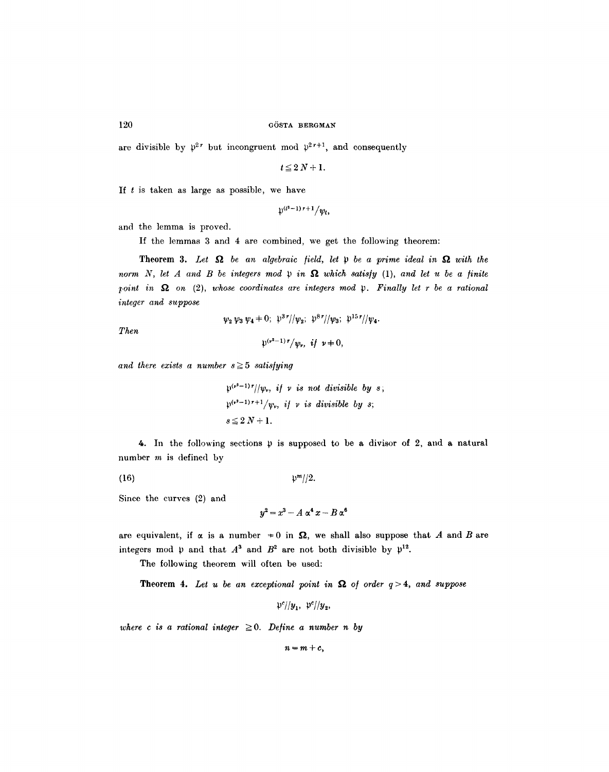are divisible by $\mathfrak{p}^{2r}$ but incongruent mod $\mathfrak{p}^{2r+1}$, and consequently

$$t \leq 2N + 1.$$

If $t$ is taken as large as possible, we have

$$\mathfrak{p}^{(t^2-1)r+1} / \psi_t,$$

and the lemma is proved.

If the lemmas 3 and 4 are combined, we get the following theorem:

**Theorem 3.** *Let $\Omega$ be an algebraic field, let $\mathfrak{p}$ be a prime ideal in $\Omega$ with the norm $N$, let $A$ and $B$ be integers mod $\mathfrak{p}$ in $\Omega$ which satisfy (1), and let $u$ be a finite point in $\Omega$ on (2), whose coordinates are integers mod $\mathfrak{p}$. Finally let $r$ be a rational integer and suppose*

$$\psi_2 \psi_3 \psi_4 \neq 0; \ \mathfrak{p}^{3r} // \psi_2; \ \mathfrak{p}^{8r} // \psi_3; \ \mathfrak{p}^{15r} // \psi_4.$$

*Then*

$$\mathfrak{p}^{(\nu^2-1)r} / \psi_\nu, \ \textit{if} \ \nu \neq 0,$$

*and there exists a number $s \geq 5$ satisfying*

$$\mathfrak{p}^{(\nu^2-1)r} // \psi_\nu, \ \textit{if } \nu \textit{ is not divisible by } s;$$

$$\mathfrak{p}^{(\nu^2-1)r+1} / \psi_\nu, \ \textit{if } \nu \textit{ is divisible by } s;$$

$$s \leq 2N + 1.$$

**4.** In the following sections $\mathfrak{p}$ is supposed to be a divisor of 2, and a natural number $m$ is defined by

$$\mathfrak{p}^m // 2. \tag{16}$$

Since the curves (2) and

$$y^2 = x^3 - A\alpha^4 x - B\alpha^6$$

are equivalent, if $\alpha$ is a number $\neq 0$ in $\Omega$, we shall also suppose that $A$ and $B$ are integers mod $\mathfrak{p}$ and that $A^3$ and $B^2$ are not both divisible by $\mathfrak{p}^{12}$.

The following theorem will often be used:

**Theorem 4.** *Let $u$ be an exceptional point in $\Omega$ of order $q > 4$, and suppose*

$$\mathfrak{p}^c // y_1, \ \mathfrak{p}^c // y_2,$$

*where $c$ is a rational integer $\geq 0$. Define a number $n$ by*

$$n = m + c,$$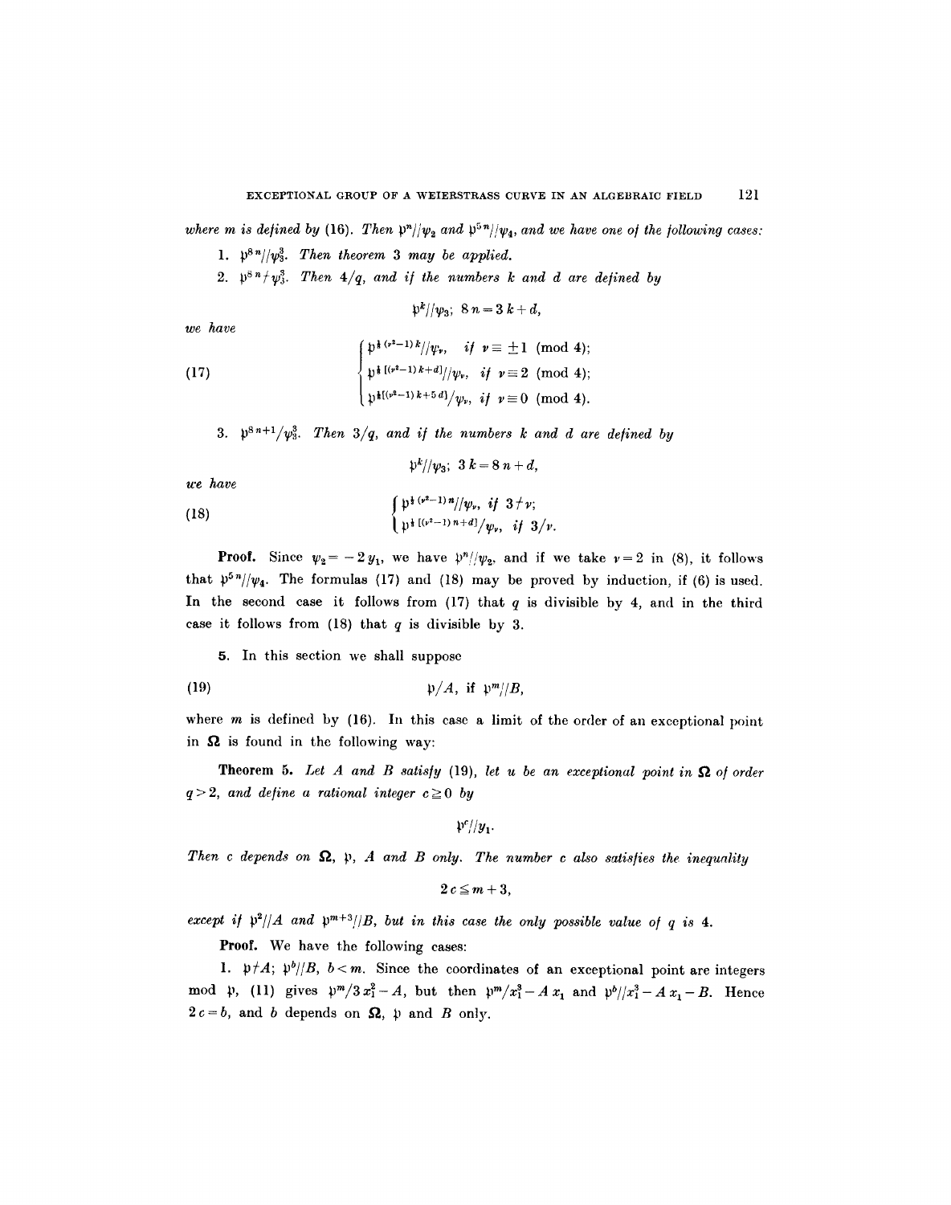*where $m$ is defined by (16). Then $\mathfrak{p}^n // \psi_2$ and $\mathfrak{p}^{5n} // \psi_4$, and we have one of the following cases:*

1. $\mathfrak{p}^{8n} // \psi_3^3$. *Then theorem 3 may be applied.*
2. $\mathfrak{p}^{8n} \nmid \psi_3^3$. *Then $4/q$, and if the numbers $k$ and $d$ are defined by*

$$\mathfrak{p}^k // \psi_3;\; 8n = 3k + d,$$

*we have*

$$(17) \qquad \begin{cases} \mathfrak{p}^{\frac{1}{3}(\nu^2-1)k} // \psi_\nu, & \textit{if } \nu \equiv \pm 1 \pmod 4; \\ \mathfrak{p}^{\frac{1}{3}[(\nu^2-1)k+d]} // \psi_\nu, & \textit{if } \nu \equiv 2 \pmod 4; \\ \mathfrak{p}^{\frac{1}{3}[(\nu^2-1)k+5d]} / \psi_\nu, & \textit{if } \nu \equiv 0 \pmod 4. \end{cases}$$

3. $\mathfrak{p}^{8n+1} / \psi_3^3$. *Then $3/q$, and if the numbers $k$ and $d$ are defined by*

$$\mathfrak{p}^k // \psi_3;\; 3k = 8n + d,$$

*we have*

$$(18) \qquad \begin{cases} \mathfrak{p}^{\frac{1}{8}(\nu^2-1)n} // \psi_\nu, & \textit{if } 3 \nmid \nu; \\ \mathfrak{p}^{\frac{1}{8}[(\nu^2-1)n+d]} / \psi_\nu, & \textit{if } 3/\nu. \end{cases}$$

**Proof.** Since $\psi_2 = -2y_1$, we have $\mathfrak{p}^n // \psi_2$, and if we take $\nu = 2$ in (8), it follows that $\mathfrak{p}^{5n} // \psi_4$. The formulas (17) and (18) may be proved by induction, if (6) is used. In the second case it follows from (17) that $q$ is divisible by 4, and in the third case it follows from (18) that $q$ is divisible by 3.

**5.** In this section we shall suppose

$$(19) \qquad \mathfrak{p}/A, \text{ if } \mathfrak{p}^m // B,$$

where $m$ is defined by (16). In this case a limit of the order of an exceptional point in $\mathbf{\Omega}$ is found in the following way:

**Theorem 5.** *Let $A$ and $B$ satisfy (19), let $u$ be an exceptional point in $\mathbf{\Omega}$ of order $q > 2$, and define a rational integer $c \geq 0$ by*

$$\mathfrak{p}^c // y_1.$$

*Then $c$ depends on $\mathbf{\Omega}$, $\mathfrak{p}$, $A$ and $B$ only. The number $c$ also satisfies the inequality*

$$2c \leq m + 3,$$

*except if $\mathfrak{p}^2 // A$ and $\mathfrak{p}^{m+3} // B$, but in this case the only possible value of $q$ is 4.*

**Proof.** We have the following cases:

1. $\mathfrak{p} \nmid A$; $\mathfrak{p}^b // B$, $b < m$. Since the coordinates of an exceptional point are integers mod $\mathfrak{p}$, (11) gives $\mathfrak{p}^m / 3x_1^2 - A$, but then $\mathfrak{p}^m / x_1^3 - Ax_1$ and $\mathfrak{p}^b // x_1^3 - Ax_1 - B$. Hence $2c = b$, and $b$ depends on $\mathbf{\Omega}$, $\mathfrak{p}$ and $B$ only.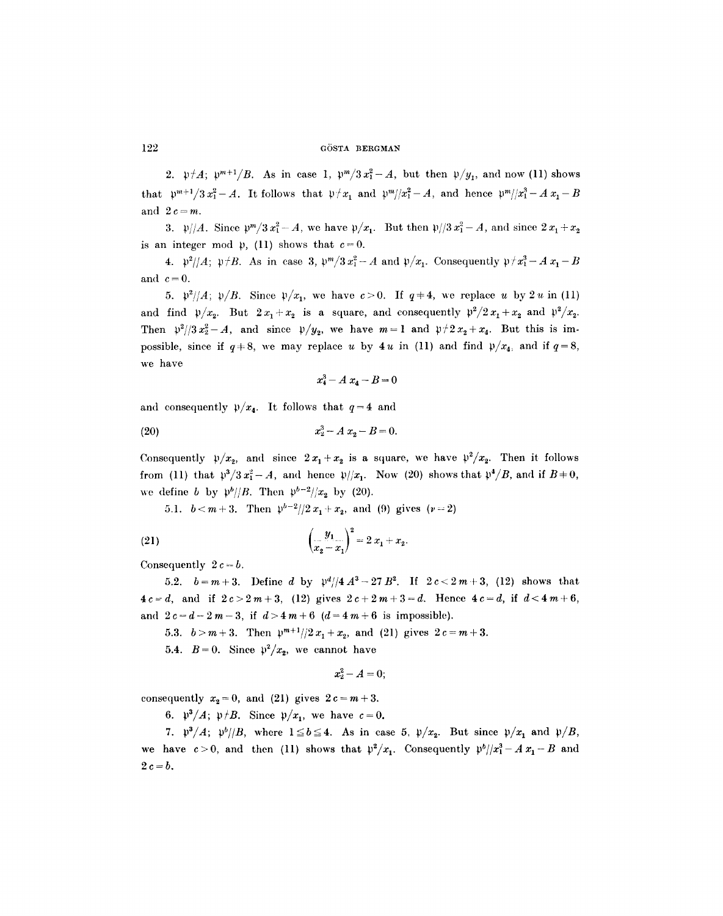2. $\mathfrak{p} \nmid A$; $\mathfrak{p}^{m+1}/B$. As in case 1, $\mathfrak{p}^m/3x_1^2 - A$, but then $\mathfrak{p}/y_1$, and now (11) shows that $\mathfrak{p}^{m+1}/3x_1^2 - A$. It follows that $\mathfrak{p} \nmid x_1$ and $\mathfrak{p}^m//x_1^2 - A$, and hence $\mathfrak{p}^m//x_1^3 - Ax_1 - B$ and $2c = m$.

3. $\mathfrak{p}//A$. Since $\mathfrak{p}^m/3x_1^2 - A$, we have $\mathfrak{p}/x_1$. But then $\mathfrak{p}//3x_1^2 - A$, and since $2x_1 + x_2$ is an integer mod $\mathfrak{p}$, (11) shows that $c = 0$.

4. $\mathfrak{p}^2//A$; $\mathfrak{p} \nmid B$. As in case 3, $\mathfrak{p}^m/3x_1^2 - A$ and $\mathfrak{p}/x_1$. Consequently $\mathfrak{p} \nmid x_1^3 - Ax_1 - B$ and $c = 0$.

5. $\mathfrak{p}^2//A$; $\mathfrak{p}/B$. Since $\mathfrak{p}/x_1$, we have $c > 0$. If $q \neq 4$, we replace $u$ by $2u$ in (11) and find $\mathfrak{p}/x_2$. But $2x_1 + x_2$ is a square, and consequently $\mathfrak{p}^2/2x_1 + x_2$ and $\mathfrak{p}^2/x_2$. Then $\mathfrak{p}^2//3x_2^2 - A$, and since $\mathfrak{p}/y_2$, we have $m = 1$ and $\mathfrak{p} \nmid 2x_2 + x_4$. But this is impossible, since if $q \neq 8$, we may replace $u$ by $4u$ in (11) and find $\mathfrak{p}/x_4$, and if $q = 8$, we have

$$x_4^3 - Ax_4 - B = 0$$

and consequently $\mathfrak{p}/x_4$. It follows that $q = 4$ and

$$x_2^3 - Ax_2 - B = 0. \tag{20}$$

Consequently $\mathfrak{p}/x_2$, and since $2x_1 + x_2$ is a square, we have $\mathfrak{p}^2/x_2$. Then it follows from (11) that $\mathfrak{p}^3/3x_1^2 - A$, and hence $\mathfrak{p}//x_1$. Now (20) shows that $\mathfrak{p}^4/B$, and if $B \neq 0$, we define $b$ by $\mathfrak{p}^b//B$. Then $\mathfrak{p}^{b-2}//x_2$ by (20).

5.1. $b < m + 3$. Then $\mathfrak{p}^{b-2}//2x_1 + x_2$, and (9) gives ($\nu = 2$)

$$\left(\frac{y_1}{x_2 - x_1}\right)^2 = 2x_1 + x_2. \tag{21}$$

Consequently $2c = b$.

5.2. $b = m + 3$. Define $d$ by $\mathfrak{p}^d//4A^3 - 27B^2$. If $2c < 2m + 3$, (12) shows that $4c = d$, and if $2c > 2m + 3$, (12) gives $2c + 2m + 3 = d$. Hence $4c = d$, if $d < 4m + 6$, and $2c = d - 2m - 3$, if $d > 4m + 6$ ($d = 4m + 6$ is impossible).

5.3. $b > m + 3$. Then $\mathfrak{p}^{m+1}//2x_1 + x_2$, and (21) gives $2c = m + 3$.

5.4. $B = 0$. Since $\mathfrak{p}^2/x_2$, we cannot have

$$x_2^2 - A = 0;$$

consequently $x_2 = 0$, and (21) gives $2c = m + 3$.

6. $\mathfrak{p}^3/A$; $\mathfrak{p} \nmid B$. Since $\mathfrak{p}/x_1$, we have $c = 0$.

7. $\mathfrak{p}^3/A$; $\mathfrak{p}^b//B$, where $1 \leq b \leq 4$. As in case 5, $\mathfrak{p}/x_2$. But since $\mathfrak{p}/x_1$ and $\mathfrak{p}/B$, we have $c > 0$, and then (11) shows that $\mathfrak{p}^2/x_1$. Consequently $\mathfrak{p}^b//x_1^3 - Ax_1 - B$ and $2c = b$.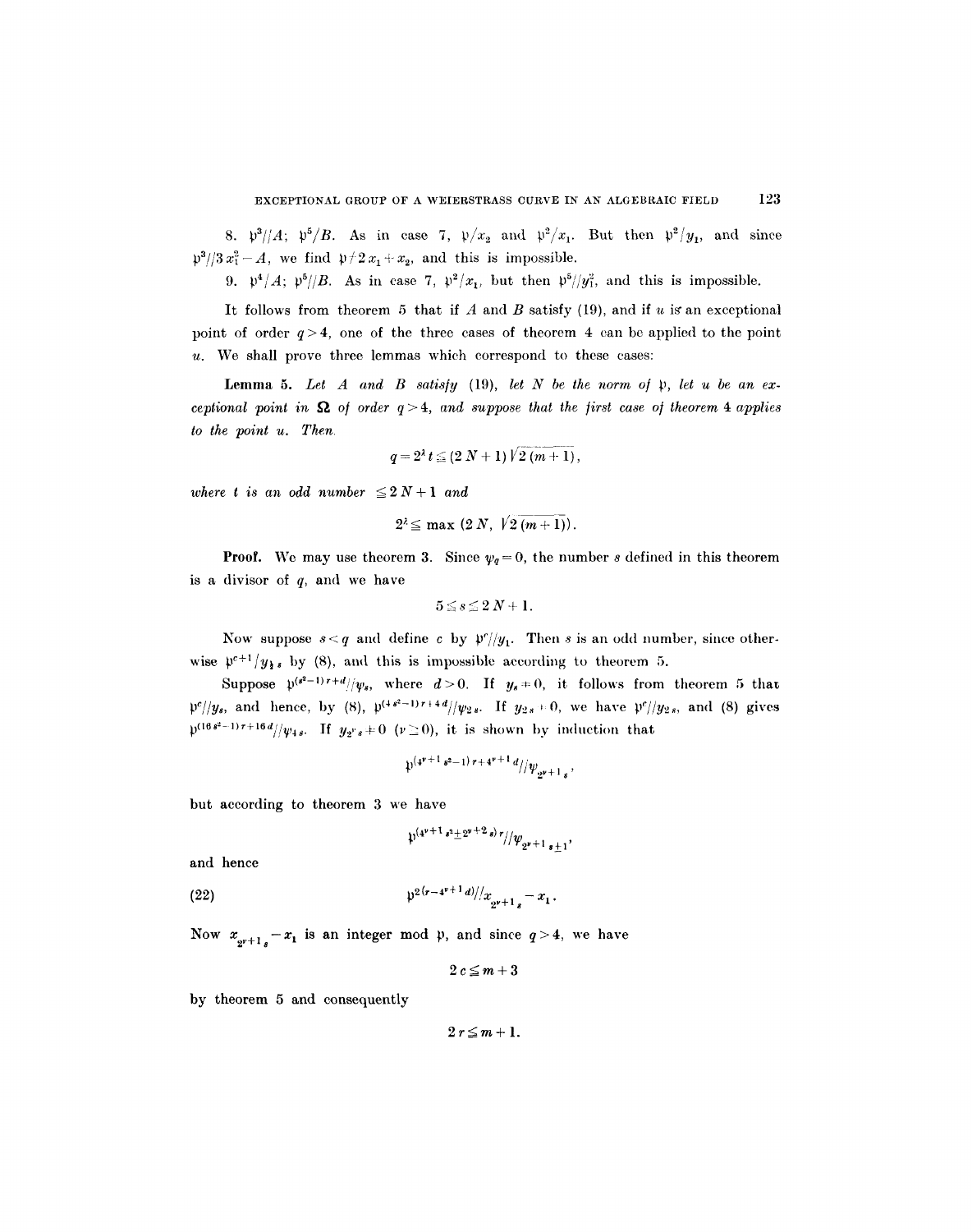8. $\mathfrak{p}^3//A$; $\mathfrak{p}^5/B$. As in case 7, $\mathfrak{p}/x_2$ and $\mathfrak{p}^2/x_1$. But then $\mathfrak{p}^2/y_1$, and since $\mathfrak{p}^3//3x_1^2 - A$, we find $\mathfrak{p} \nmid 2x_1 + x_2$, and this is impossible.

9. $\mathfrak{p}^4/A$; $\mathfrak{p}^5//B$. As in case 7, $\mathfrak{p}^2/x_1$, but then $\mathfrak{p}^5//y_1^2$, and this is impossible.

It follows from theorem 5 that if $A$ and $B$ satisfy (19), and if $u$ is an exceptional point of order $q > 4$, one of the three cases of theorem 4 can be applied to the point $u$. We shall prove three lemmas which correspond to these cases:

**Lemma 5.** *Let $A$ and $B$ satisfy (19), let $N$ be the norm of $\mathfrak{p}$, let $u$ be an exceptional point in $\boldsymbol{\Omega}$ of order $q > 4$, and suppose that the first case of theorem 4 applies to the point $u$. Then*

$$q = 2^\lambda t \leq (2N+1)\sqrt{2(m+1)},$$

*where $t$ is an odd number $\leq 2N+1$ and*

$$2^\lambda \leq \max\left(2N, \sqrt{2(m+1)}\right).$$

**Proof.** We may use theorem 3. Since $\psi_q = 0$, the number $s$ defined in this theorem is a divisor of $q$, and we have

$$5 \leq s \leq 2N+1.$$

Now suppose $s < q$ and define $c$ by $\mathfrak{p}^c//y_1$. Then $s$ is an odd number, since otherwise $\mathfrak{p}^{c+1}/y_{\frac{1}{2}s}$ by (8), and this is impossible according to theorem 5.

Suppose $\mathfrak{p}^{(s^2-1)r+d}//\psi_s$, where $d > 0$. If $y_s \neq 0$, it follows from theorem 5 that $\mathfrak{p}^c//y_s$, and hence, by (8), $\mathfrak{p}^{(4s^2-1)r+4d}//\psi_{2s}$. If $y_{2s} \neq 0$, we have $\mathfrak{p}^c//y_{2s}$, and (8) gives $\mathfrak{p}^{(16s^2-1)r+16d}//\psi_{4s}$. If $y_{2^\nu s} \neq 0$ $(\nu \geq 0)$, it is shown by induction that

$$\mathfrak{p}^{(4^{\nu+1}s^2-1)r+4^{\nu+1}d}//\psi_{2^{\nu+1}s},$$

but according to theorem 3 we have

$$\mathfrak{p}^{(4^{\nu+1}s^2 \pm 2^{\nu+2}s)r}//\psi_{2^{\nu+1}s\pm 1},$$

and hence

$$\mathfrak{p}^{2(r-4^{\nu+1}d)}//x_{2^{\nu+1}s} - x_1. \tag{22}$$

Now $x_{2^{\nu+1}s} - x_1$ is an integer mod $\mathfrak{p}$, and since $q > 4$, we have

$$2c \leq m+3$$

by theorem 5 and consequently

$$2r \leq m+1.$$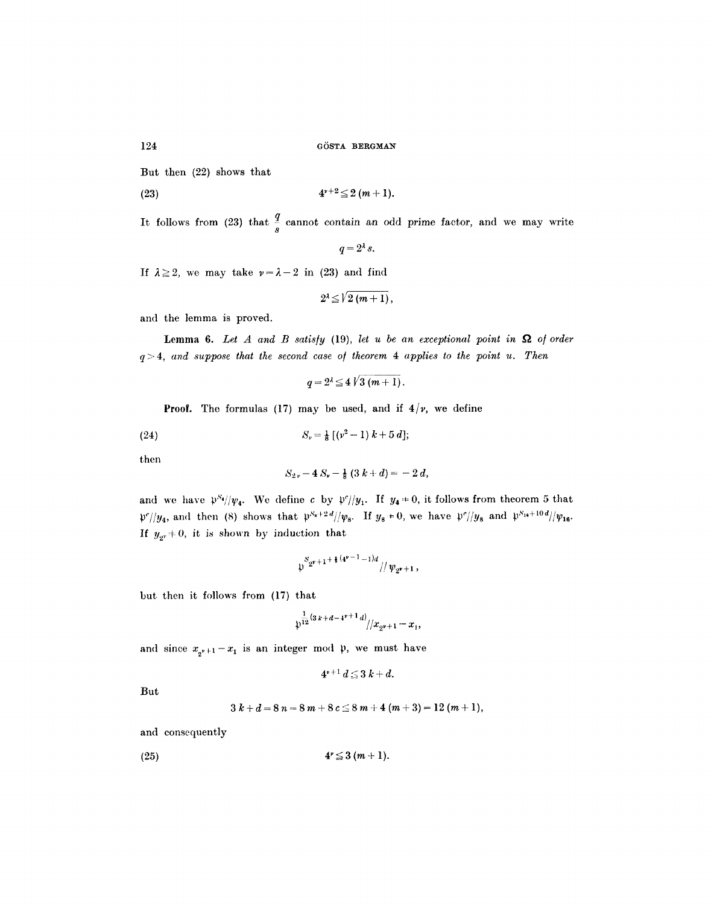But then (22) shows that

$$4^{\nu+2} \leqq 2(m+1). \tag{23}$$

It follows from (23) that $\frac{q}{s}$ cannot contain an odd prime factor, and we may write

$$q = 2^{\lambda} s.$$

If $\lambda \geqq 2$, we may take $\nu = \lambda - 2$ in (23) and find

$$2^{\lambda} \leqq \sqrt{2(m+1)},$$

and the lemma is proved.

**Lemma 6.** *Let $A$ and $B$ satisfy (19), let $u$ be an exceptional point in $\mathbf{\Omega}$ of order $q > 4$, and suppose that the second case of theorem 4 applies to the point $u$. Then*

$$q = 2^{\lambda} \leqq 4\sqrt{3(m+1)}.$$

**Proof.** The formulas (17) may be used, and if $4/\nu$, we define

$$S_{\nu} = \tfrac{1}{8}\left[(\nu^2 - 1)k + 5d\right]; \tag{24}$$

then

$$S_{2\nu} - 4S_{\nu} - \tfrac{1}{8}(3k+d) = -2d,$$

and we have $\mathfrak{p}^{S_4}//\psi_4$. We define $c$ by $\mathfrak{p}^{c}//y_1$. If $y_4 \neq 0$, it follows from theorem 5 that $\mathfrak{p}^{c}//y_4$, and then (8) shows that $\mathfrak{p}^{S_8+2d}//\psi_8$. If $y_8 \neq 0$, we have $\mathfrak{p}^{c}//y_8$ and $\mathfrak{p}^{S_{16}+10d}//\psi_{16}$. If $y_{2^{\nu}} \neq 0$, it is shown by induction that

$$\mathfrak{p}^{S_{2^{\nu+1}} + \frac{2}{3}(4^{\nu-1}-1)d}//\psi_{2^{\nu+1}},$$

but then it follows from (17) that

$$\mathfrak{p}^{\frac{1}{12}(3k+d-4^{\nu+1}d)}//x_{2^{\nu+1}} - x_1,$$

and since $x_{2^{\nu+1}} - x_1$ is an integer mod $\mathfrak{p}$, we must have

$$4^{\nu+1} d \leqq 3k + d.$$

But

$$3k + d = 8n = 8m + 8c \leqq 8m + 4(m+3) = 12(m+1),$$

and consequently

$$4^{\nu} \leqq 3(m+1). \tag{25}$$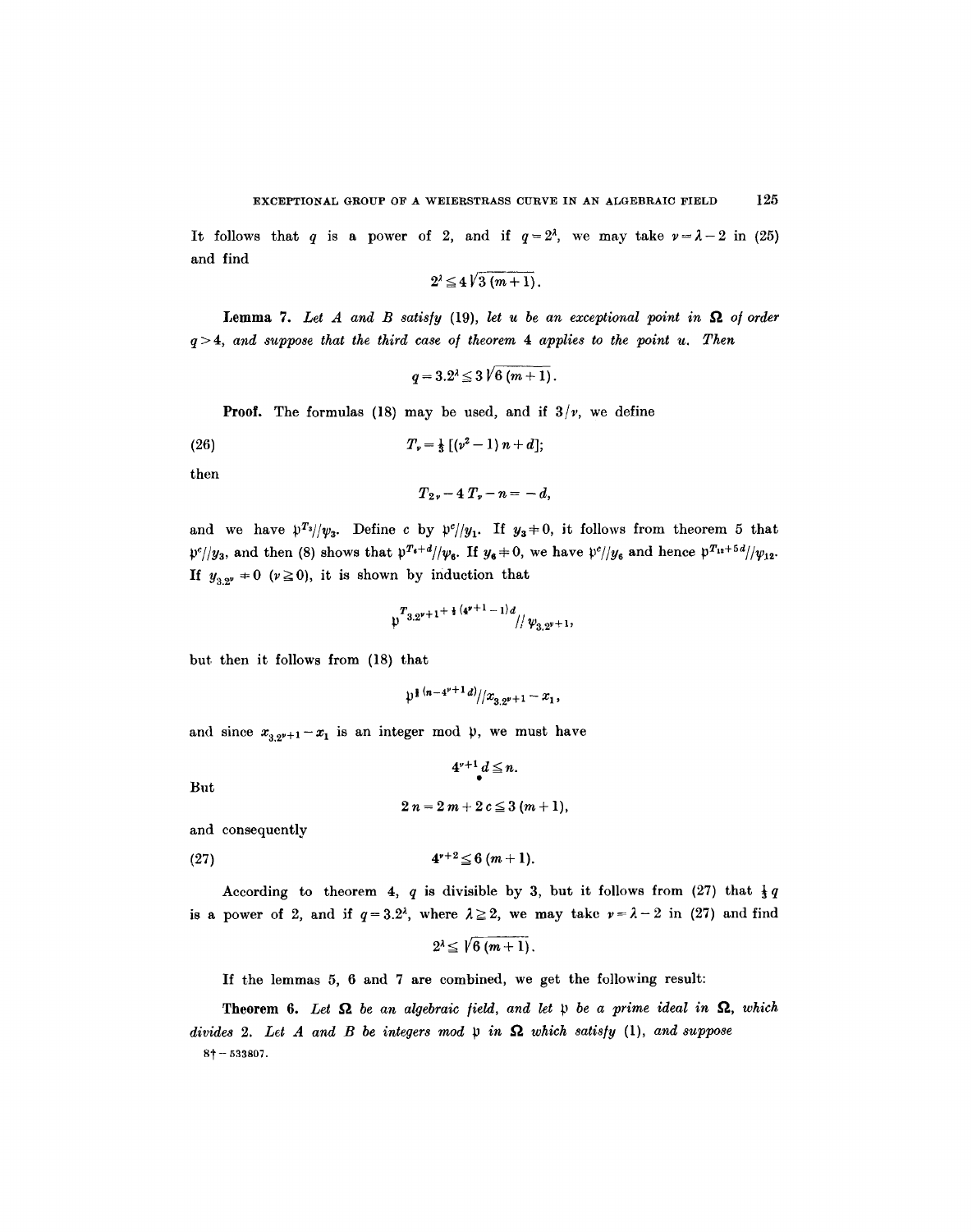It follows that $q$ is a power of 2, and if $q=2^{\lambda}$, we may take $\nu=\lambda-2$ in (25) and find

$$2^{\lambda} \leq 4\sqrt{3(m+1)}.$$

**Lemma 7.** *Let $A$ and $B$ satisfy (19), let $u$ be an exceptional point in $\mathbf{\Omega}$ of order $q>4$, and suppose that the third case of theorem 4 applies to the point $u$. Then*

$$q=3.2^{\lambda} \leq 3\sqrt{6(m+1)}.$$

**Proof.** The formulas (18) may be used, and if $3/\nu$, we define

$$T_{\nu}=\tfrac{1}{3}\left[(\nu^2-1)\,n+d\right]; \tag{26}$$

then

$$T_{2\nu}-4\,T_{\nu}-n=-d,$$

and we have $\mathfrak{p}^{T_3}//\psi_3$. Define $c$ by $\mathfrak{p}^{c}//y_1$. If $y_3 \neq 0$, it follows from theorem 5 that $\mathfrak{p}^{c}//y_3$, and then (8) shows that $\mathfrak{p}^{T_6+d}//\psi_6$. If $y_6 \neq 0$, we have $\mathfrak{p}^{c}//y_6$ and hence $\mathfrak{p}^{T_{12}+5d}//\psi_{12}$. If $y_{3.2^{\nu}} \neq 0$ $(\nu \geq 0)$, it is shown by induction that

$$\mathfrak{p}^{T_{3.2^{\nu+1}}+\frac{1}{3}(4^{\nu+1}-1)d}//\psi_{3.2^{\nu+1}},$$

but then it follows from (18) that

$$\mathfrak{p}^{\frac{1}{3}(n-4^{\nu+1}d)}//x_{3.2^{\nu+1}}-x_1,$$

and since $x_{3.2^{\nu+1}}-x_1$ is an integer mod $\mathfrak{p}$, we must have

$$4^{\nu+1}\,d \leq n.$$

But

$$2\,n=2\,m+2\,c \leq 3\,(m+1),$$

and consequently

$$4^{\nu+2} \leq 6\,(m+1). \tag{27}$$

According to theorem 4, $q$ is divisible by 3, but it follows from (27) that $\frac{1}{3}q$ is a power of 2, and if $q=3.2^{\lambda}$, where $\lambda \geq 2$, we may take $\nu=\lambda-2$ in (27) and find

$$2^{\lambda} \leq \sqrt{6(m+1)}.$$

If the lemmas 5, 6 and 7 are combined, we get the following result:

**Theorem 6.** *Let $\mathbf{\Omega}$ be an algebraic field, and let $\mathfrak{p}$ be a prime ideal in $\mathbf{\Omega}$, which divides 2. Let $A$ and $B$ be integers mod $\mathfrak{p}$ in $\mathbf{\Omega}$ which satisfy (1), and suppose*

8† – 533807.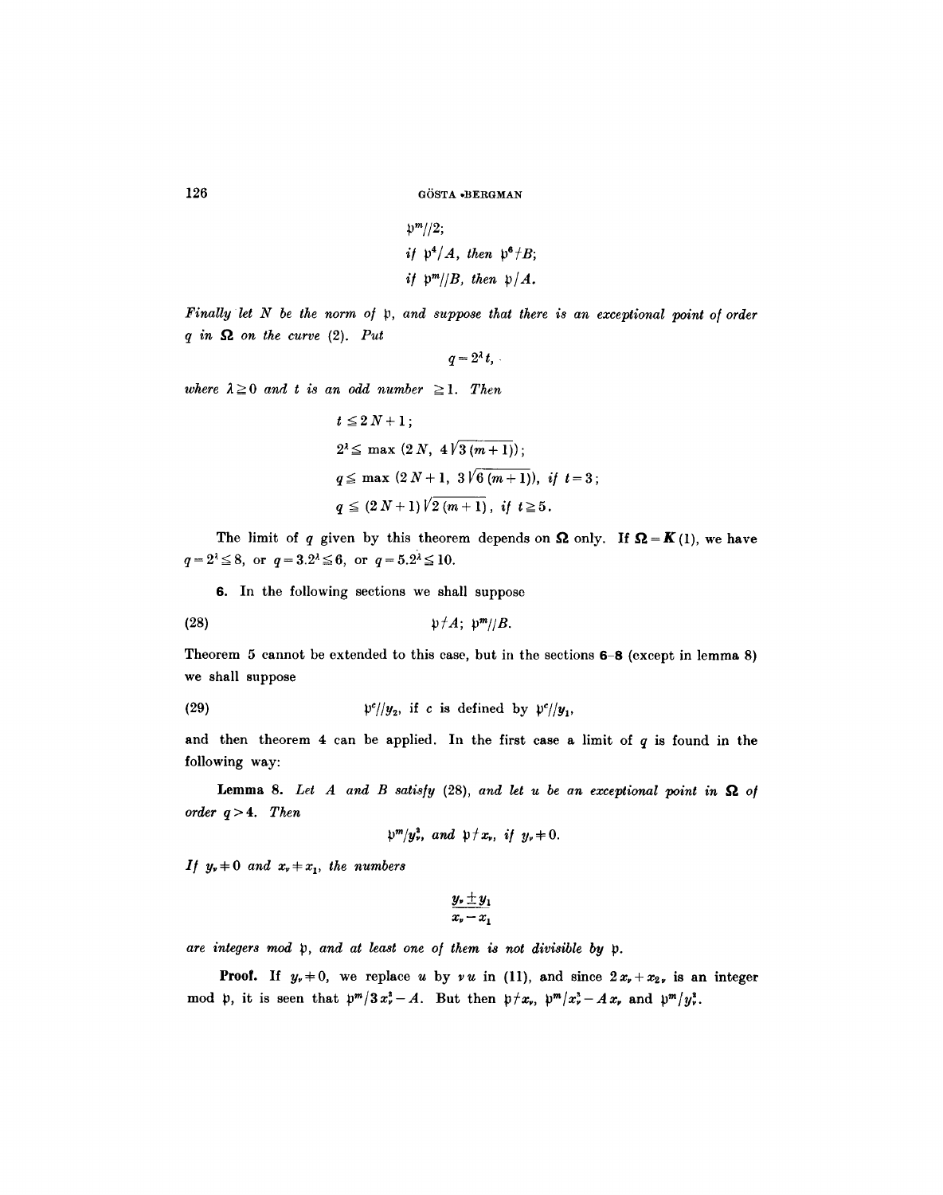$$\mathfrak{p}^m // 2;$$

*if* $\mathfrak{p}^4 / A$, *then* $\mathfrak{p}^6 \nmid B$;

*if* $\mathfrak{p}^m // B$, *then* $\mathfrak{p} / A$.

*Finally let* $N$ *be the norm of* $\mathfrak{p}$, *and suppose that there is an exceptional point of order* $q$ *in* $\mathbf{\Omega}$ *on the curve* (2). *Put*

$$q = 2^{\lambda} t,$$

*where* $\lambda \geq 0$ *and* $t$ *is an odd number* $\geq 1$. *Then*

$$t \leq 2N + 1;$$

$$2^{\lambda} \leq \max\,(2N,\ 4\sqrt{3(m+1)});$$

$$q \leq \max\,(2N+1,\ 3\sqrt{6(m+1)}),\ \text{if } t = 3;$$

$$q \leq (2N+1)\sqrt{2(m+1)},\ \text{if } t \geq 5.$$

The limit of $q$ given by this theorem depends on $\mathbf{\Omega}$ only. If $\mathbf{\Omega} = \mathbf{K}(1)$, we have $q = 2^{\lambda} \leq 8$, or $q = 3.2^{\lambda} \leq 6$, or $q = 5.2^{\lambda} \leq 10$.

**6.** In the following sections we shall suppose

$$\mathfrak{p} \nmid A;\ \mathfrak{p}^m // B. \tag{28}$$

Theorem 5 cannot be extended to this case, but in the sections **6**–**8** (except in lemma 8) we shall suppose

$$\mathfrak{p}^c // y_2,\ \text{if } c \text{ is defined by } \mathfrak{p}^c // y_1, \tag{29}$$

and then theorem 4 can be applied. In the first case a limit of $q$ is found in the following way:

**Lemma 8.** *Let* $A$ *and* $B$ *satisfy* (28), *and let* $u$ *be an exceptional point in* $\mathbf{\Omega}$ *of order* $q > 4$. *Then*

$$\mathfrak{p}^m / y_\nu^2,\ \text{and } \mathfrak{p} \nmid x_\nu,\ \text{if } y_\nu \neq 0.$$

*If* $y_\nu \neq 0$ *and* $x_\nu \neq x_1$, *the numbers*

$$\frac{y_\nu \pm y_1}{x_\nu - x_1}$$

*are integers mod* $\mathfrak{p}$, *and at least one of them is not divisible by* $\mathfrak{p}$.

**Proof.** If $y_\nu \neq 0$, we replace $u$ by $\nu u$ in (11), and since $2x_\nu + x_{2\nu}$ is an integer mod $\mathfrak{p}$, it is seen that $\mathfrak{p}^m / 3x_\nu^2 - A$. But then $\mathfrak{p} \nmid x_\nu$, $\mathfrak{p}^m / x_\nu^3 - A x_\nu$ and $\mathfrak{p}^m / y_\nu^2$.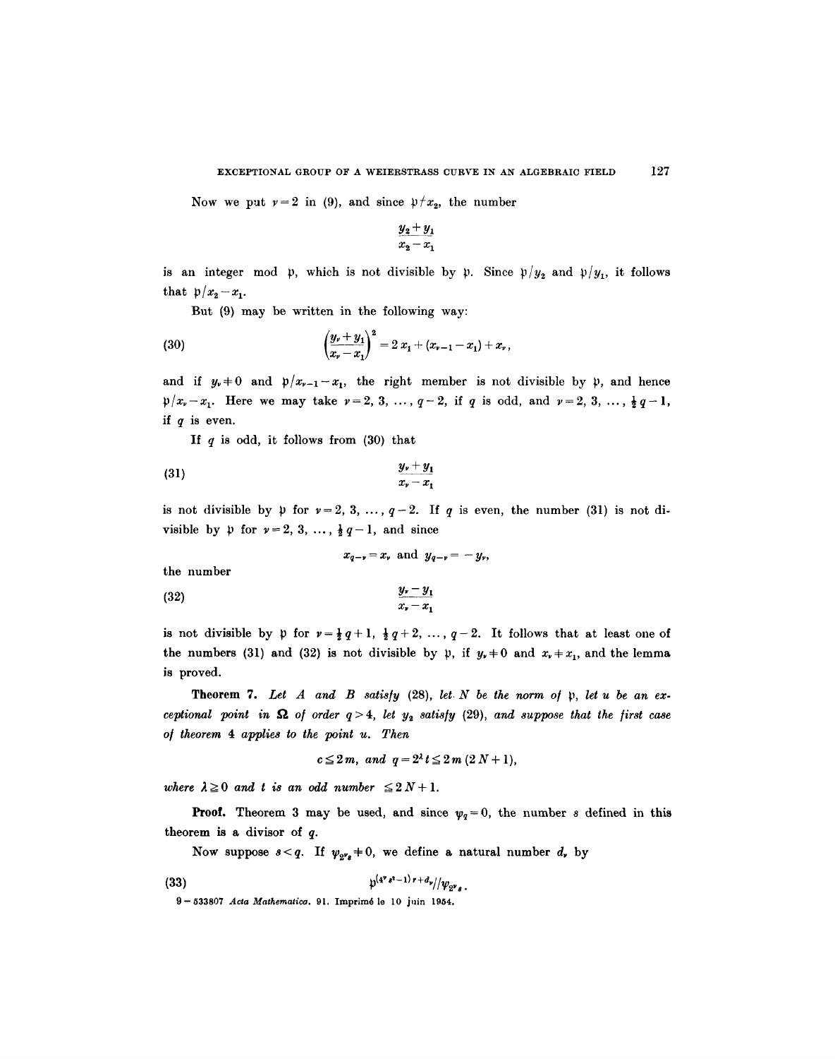Now we put $\nu = 2$ in (9), and since $\mathfrak{p} \nmid x_2$, the number

$$\frac{y_2 + y_1}{x_2 - x_1}$$

is an integer mod $\mathfrak{p}$, which is not divisible by $\mathfrak{p}$. Since $\mathfrak{p} / y_2$ and $\mathfrak{p} / y_1$, it follows that $\mathfrak{p} / x_2 - x_1$.

But (9) may be written in the following way:

$$\left(\frac{y_\nu + y_1}{x_\nu - x_1}\right)^2 = 2\, x_1 + (x_{\nu-1} - x_1) + x_\nu, \tag{30}$$

and if $y_\nu \neq 0$ and $\mathfrak{p} / x_{\nu-1} - x_1$, the right member is not divisible by $\mathfrak{p}$, and hence $\mathfrak{p} / x_\nu - x_1$. Here we may take $\nu = 2, 3, \ldots, q-2$, if $q$ is odd, and $\nu = 2, 3, \ldots, \frac{1}{2} q - 1$, if $q$ is even.

If $q$ is odd, it follows from (30) that

$$\frac{y_\nu + y_1}{x_\nu - x_1} \tag{31}$$

is not divisible by $\mathfrak{p}$ for $\nu = 2, 3, \ldots, q-2$. If $q$ is even, the number (31) is not divisible by $\mathfrak{p}$ for $\nu = 2, 3, \ldots, \frac{1}{2} q - 1$, and since

$$x_{q-\nu} = x_\nu \text{ and } y_{q-\nu} = -y_\nu,$$

the number

$$\frac{y_\nu - y_1}{x_\nu - x_1} \tag{32}$$

is not divisible by $\mathfrak{p}$ for $\nu = \frac{1}{2} q + 1, \frac{1}{2} q + 2, \ldots, q-2$. It follows that at least one of the numbers (31) and (32) is not divisible by $\mathfrak{p}$, if $y_\nu \neq 0$ and $x_\nu \neq x_1$, and the lemma is proved.

**Theorem 7.** *Let $A$ and $B$ satisfy (28), let $N$ be the norm of $\mathfrak{p}$, let $u$ be an exceptional point in $\mathbf{\Omega}$ of order $q > 4$, let $y_2$ satisfy (29), and suppose that the first case of theorem 4 applies to the point $u$. Then*

$$c \leq 2m, \text{ and } q = 2^\lambda t \leq 2m\,(2N+1),$$

*where $\lambda \geq 0$ and $t$ is an odd number $\leq 2N+1$.*

**Proof.** Theorem 3 may be used, and since $\psi_q = 0$, the number $s$ defined in this theorem is a divisor of $q$.

Now suppose $s < q$. If $\psi_{2^\nu s} \neq 0$, we define a natural number $d_\nu$ by

$$\mathfrak{p}^{(4^\nu s^2 - 1)\,r + d_\nu} // \psi_{2^\nu s}. \tag{33}$$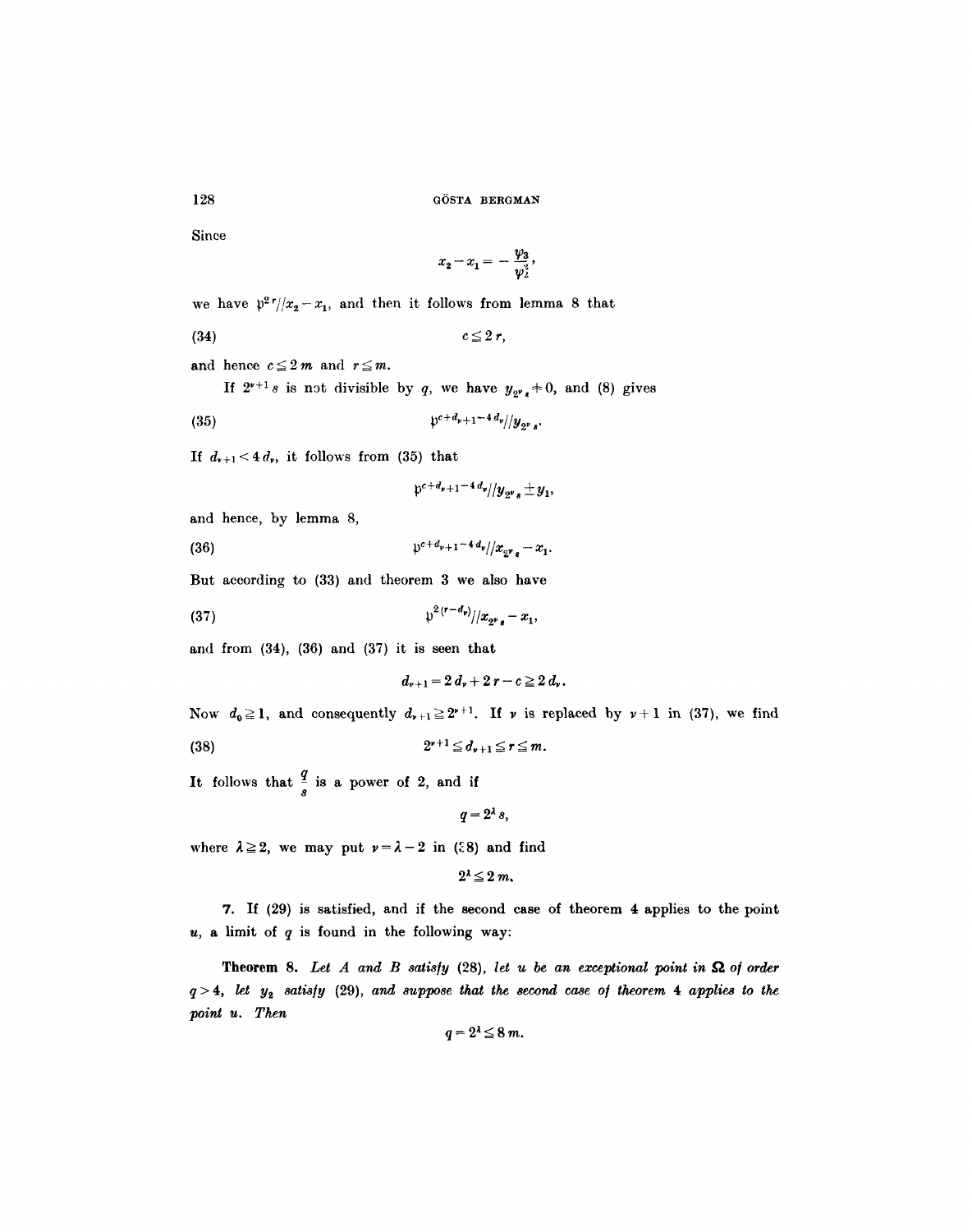Since

$$x_2 - x_1 = -\frac{\psi_3}{\psi_2^2},$$

we have $\mathfrak{p}^{2r}//x_2 - x_1$, and then it follows from lemma 8 that

$$c \leq 2r, \tag{34}$$

and hence $c \leq 2m$ and $r \leq m$.

If $2^{\nu+1}s$ is not divisible by $q$, we have $y_{2^\nu s} \neq 0$, and (8) gives

$$\mathfrak{p}^{c+d_{\nu+1}-4d_\nu}//y_{2^\nu s}. \tag{35}$$

If $d_{\nu+1} < 4d_\nu$, it follows from (35) that

$$\mathfrak{p}^{c+d_{\nu+1}-4d_\nu}//y_{2^\nu s} \pm y_1,$$

and hence, by lemma 8,

$$\mathfrak{p}^{c+d_{\nu+1}-4d_\nu}//x_{2^\nu s} - x_1. \tag{36}$$

But according to (33) and theorem 3 we also have

$$\mathfrak{p}^{2(r-d_\nu)}//x_{2^\nu s} - x_1, \tag{37}$$

and from (34), (36) and (37) it is seen that

$$d_{\nu+1} = 2d_\nu + 2r - c \geq 2d_\nu.$$

Now $d_0 \geq 1$, and consequently $d_{\nu+1} \geq 2^{\nu+1}$. If $\nu$ is replaced by $\nu+1$ in (37), we find

$$2^{\nu+1} \leq d_{\nu+1} \leq r \leq m. \tag{38}$$

It follows that $\frac{q}{s}$ is a power of 2, and if

$$q = 2^\lambda s,$$

where $\lambda \geq 2$, we may put $\nu = \lambda - 2$ in (38) and find

$$2^\lambda \leq 2m.$$

**7.** If (29) is satisfied, and if the second case of theorem 4 applies to the point $u$, a limit of $q$ is found in the following way:

**Theorem 8.** *Let $A$ and $B$ satisfy (28), let $u$ be an exceptional point in $\Omega$ of order $q > 4$, let $y_2$ satisfy (29), and suppose that the second case of theorem 4 applies to the point $u$. Then*

$$q = 2^\lambda \leq 8m.$$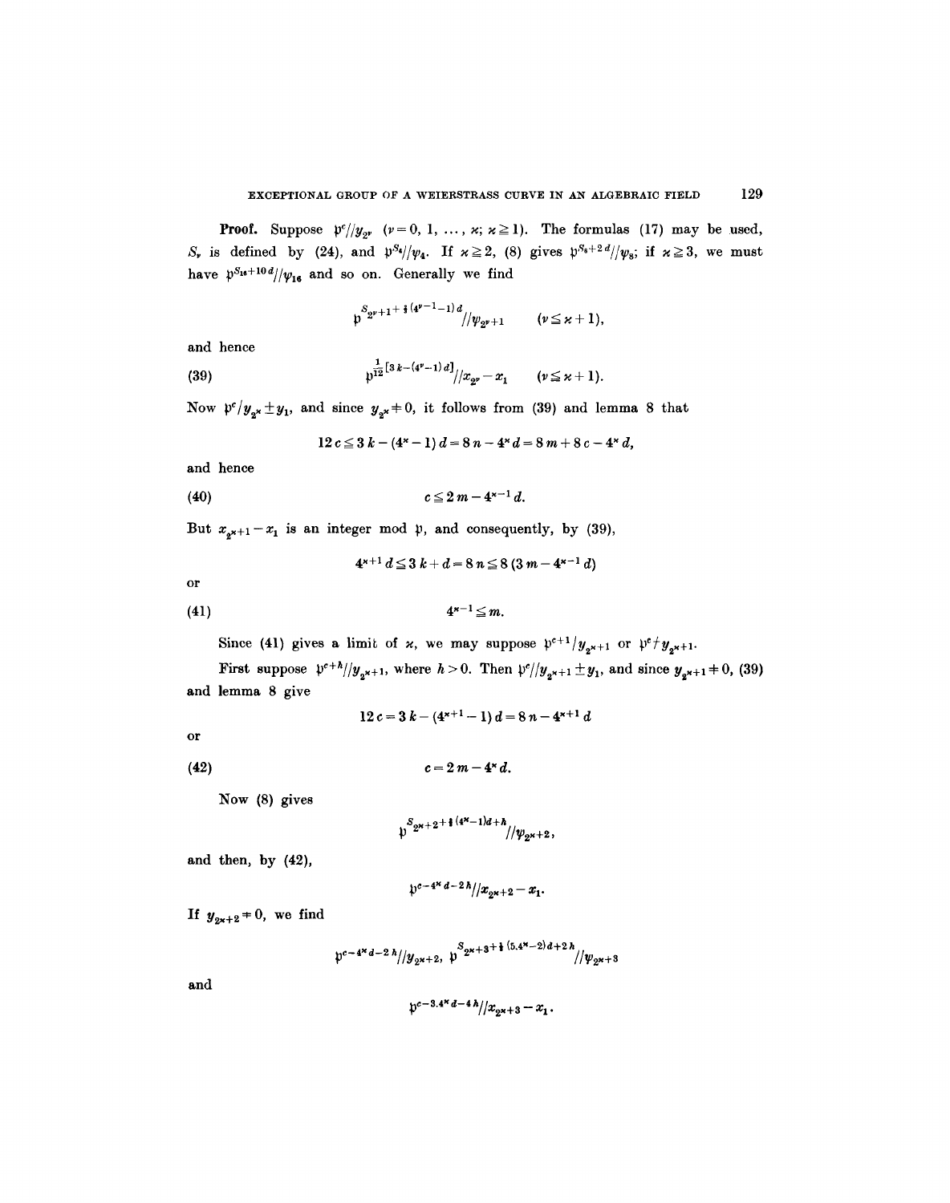**Proof.** Suppose $\mathfrak{p}^c // y_{2^\nu}$ $(\nu = 0, 1, \ldots, \varkappa; \varkappa \geqq 1)$. The formulas (17) may be used, $S_\nu$ is defined by (24), and $\mathfrak{p}^{S_4} // \psi_4$. If $\varkappa \geqq 2$, (8) gives $\mathfrak{p}^{S_8 + 2d} // \psi_8$; if $\varkappa \geqq 3$, we must have $\mathfrak{p}^{S_{16} + 10d} // \psi_{16}$ and so on. Generally we find

$$\mathfrak{p}^{S_{2^\nu+1} + \frac{2}{3}(4^{\nu-1} - 1)d} // \psi_{2^\nu + 1} \qquad (\nu \leqq \varkappa + 1),$$

and hence

$$\mathfrak{p}^{\frac{1}{12}[3k - (4^\nu - 1)d]} // x_{2^\nu} - x_1 \qquad (\nu \leqq \varkappa + 1). \tag{39}$$

Now $\mathfrak{p}^c / y_{2^\varkappa} \pm y_1$, and since $y_{2^\varkappa} \neq 0$, it follows from (39) and lemma 8 that

$$12c \leqq 3k - (4^\varkappa - 1)d = 8n - 4^\varkappa d = 8m + 8c - 4^\varkappa d,$$

and hence

$$c \leqq 2m - 4^{\varkappa - 1} d. \tag{40}$$

But $x_{2^{\varkappa+1}} - x_1$ is an integer mod $\mathfrak{p}$, and consequently, by (39),

$$4^{\varkappa+1} d \leqq 3k + d = 8n \leqq 8(3m - 4^{\varkappa-1} d)$$

or

$$4^{\varkappa - 1} \leqq m. \tag{41}$$

Since (41) gives a limit of $\varkappa$, we may suppose $\mathfrak{p}^{c+1} / y_{2^{\varkappa+1}}$ or $\mathfrak{p}^c \nmid y_{2^{\varkappa+1}}$.

First suppose $\mathfrak{p}^{c+h} // y_{2^{\varkappa+1}}$, where $h > 0$. Then $\mathfrak{p}^c // y_{2^{\varkappa+1}} \pm y_1$, and since $y_{2^{\varkappa+1}} \neq 0$, (39) and lemma 8 give

$$12c = 3k - (4^{\varkappa+1} - 1)d = 8n - 4^{\varkappa+1} d$$

or

$$c = 2m - 4^\varkappa d. \tag{42}$$

Now (8) gives

$$\mathfrak{p}^{S_{2^\varkappa+2} + \frac{2}{3}(4^\varkappa - 1)d + h} // \psi_{2^\varkappa + 2},$$

and then, by (42),

$$\mathfrak{p}^{c - 4^\varkappa d - 2h} // x_{2^\varkappa + 2} - x_1.$$

If $y_{2^\varkappa+2} \neq 0$, we find

$$\mathfrak{p}^{c - 4^\varkappa d - 2h} // y_{2^\varkappa + 2}, \quad \mathfrak{p}^{S_{2^\varkappa+3} + \frac{2}{3}(5 \cdot 4^\varkappa - 2)d + 2h} // \psi_{2^\varkappa + 3}$$

and

$$\mathfrak{p}^{c - 3 \cdot 4^\varkappa d - 4h} // x_{2^\varkappa + 3} - x_1.$$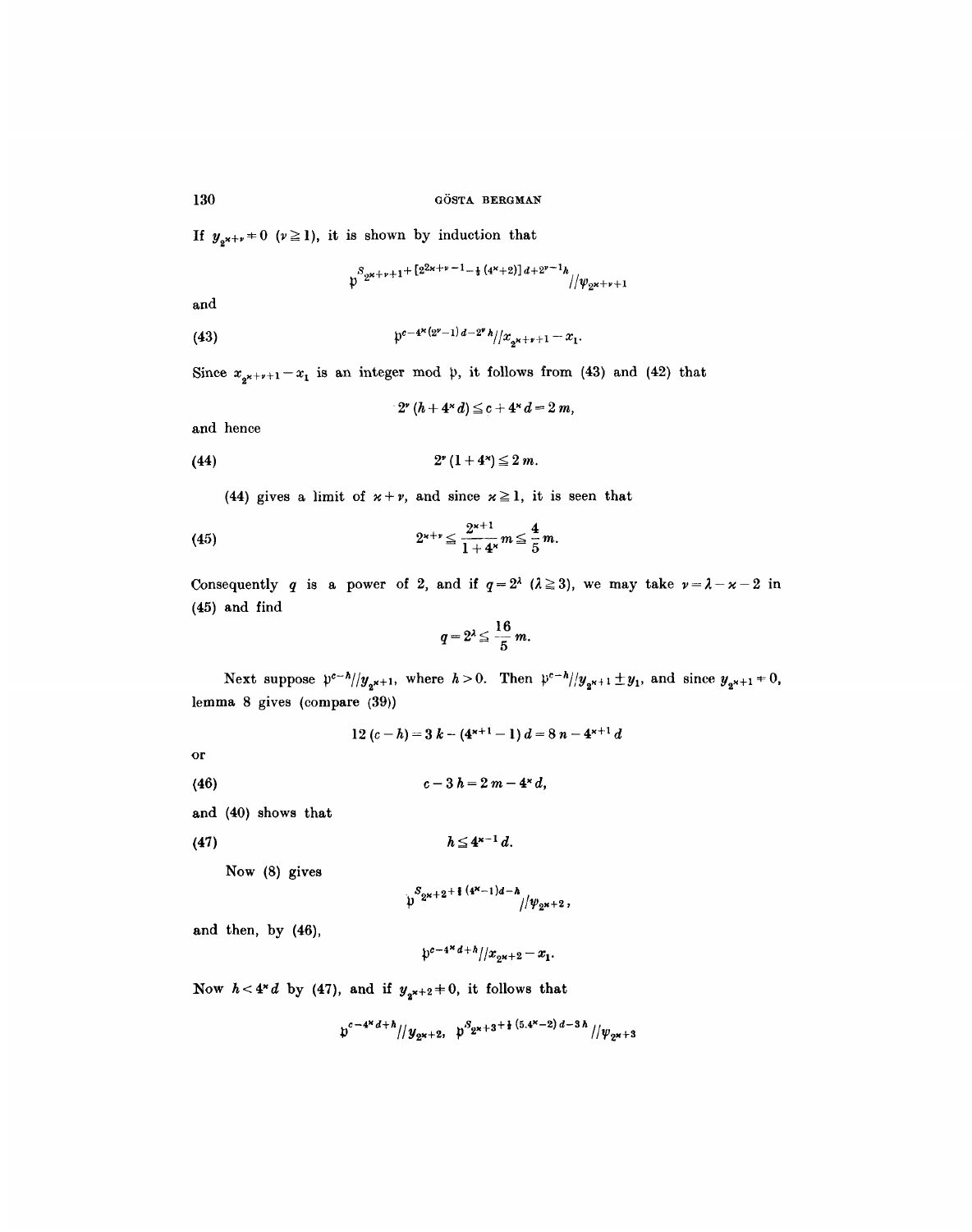If $y_{2^\varkappa+\nu} \neq 0$ $(\nu \geqq 1)$, it is shown by induction that

$$\mathfrak{p}^{S_{2^\varkappa+\nu+1}+[2^{2\varkappa+\nu-1}-\frac{1}{3}(4^\varkappa+2)]d+2^{\nu-1}h} // \psi_{2^\varkappa+\nu+1}$$

and

$$\mathfrak{p}^{c-4^\varkappa(2^\nu-1)d-2^\nu h} // x_{2^\varkappa+\nu+1} - x_1. \tag{43}$$

Since $x_{2^\varkappa+\nu+1} - x_1$ is an integer mod $\mathfrak{p}$, it follows from (43) and (42) that

$$2^\nu (h + 4^\varkappa d) \leqq c + 4^\varkappa d = 2\, m,$$

and hence

$$2^\nu (1 + 4^\varkappa) \leqq 2\, m. \tag{44}$$

(44) gives a limit of $\varkappa + \nu$, and since $\varkappa \geqq 1$, it is seen that

$$2^{\varkappa+\nu} \leqq \frac{2^{\varkappa+1}}{1+4^\varkappa} m \leqq \frac{4}{5} m. \tag{45}$$

Consequently $q$ is a power of 2, and if $q = 2^\lambda$ $(\lambda \geqq 3)$, we may take $\nu = \lambda - \varkappa - 2$ in (45) and find

$$q = 2^\lambda \leqq \frac{16}{5} m.$$

Next suppose $\mathfrak{p}^{c-h} // y_{2^\varkappa+1}$, where $h > 0$. Then $\mathfrak{p}^{c-h} // y_{2^\varkappa+1} \pm y_1$, and since $y_{2^\varkappa+1} \neq 0$, lemma 8 gives (compare (39))

$$12\,(c-h) = 3\,k - (4^{\varkappa+1} - 1)\,d = 8\,n - 4^{\varkappa+1} d$$

or

$$c - 3\,h = 2\,m - 4^\varkappa d, \tag{46}$$

and (40) shows that

$$h \leqq 4^{\varkappa-1} d. \tag{47}$$

Now (8) gives

$$\mathfrak{p}^{S_{2^\varkappa+2}+\frac{2}{3}(4^\varkappa-1)d-h} // \psi_{2^\varkappa+2},$$

and then, by (46),

$$\mathfrak{p}^{c-4^\varkappa d+h} // x_{2^\varkappa+2} - x_1.$$

Now $h < 4^\varkappa d$ by (47), and if $y_{2^\varkappa+2} \neq 0$, it follows that

$$\mathfrak{p}^{c-4^\varkappa d+h} // y_{2^\varkappa+2}, \quad \mathfrak{p}^{S_{2^\varkappa+3}+\frac{1}{3}(5 \cdot 4^\varkappa-2)d-3h} // \psi_{2^\varkappa+3}$$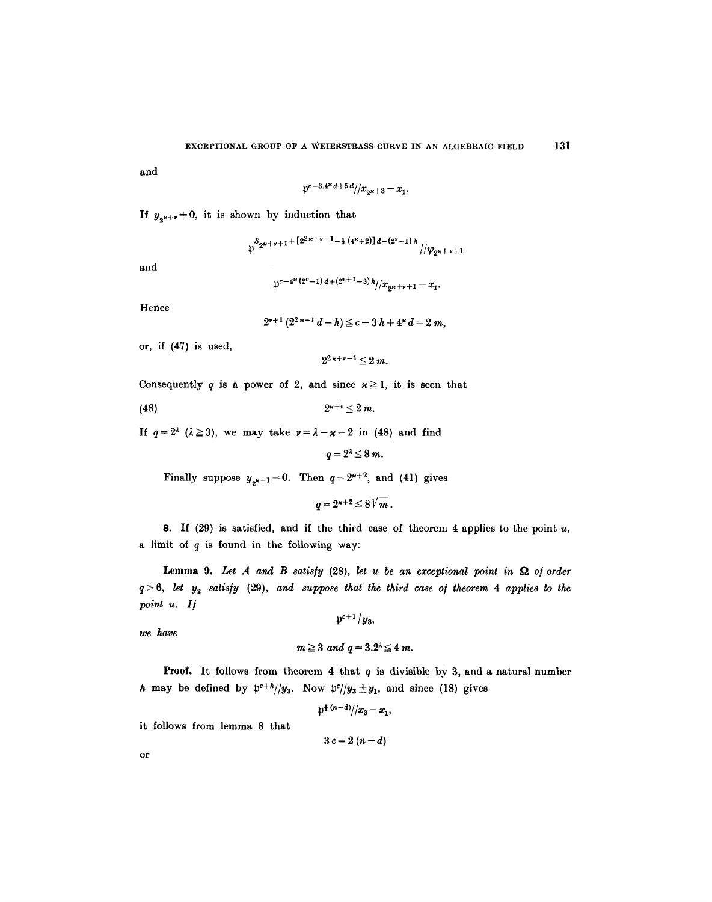and

$$\mathfrak{p}^{c-3.4^{\varkappa}d+5d} // x_{2^{\varkappa}+3} - x_1.$$

If $y_{2^{\varkappa}+\nu} \neq 0$, it is shown by induction that

$$\mathfrak{p}^{S_{2^{\varkappa}+\nu+1}+[2^{2\varkappa+\nu-1}-\frac{1}{3}(4^{\varkappa}+2)]d-(2^{\nu}-1)h} // \psi_{2^{\varkappa}+\nu+1}$$

and

$$\mathfrak{p}^{c-4^{\varkappa}(2^{\nu}-1)d+(2^{\nu+1}-3)h} // x_{2^{\varkappa}+\nu+1} - x_1.$$

Hence

$$2^{\nu+1}(2^{2\varkappa-1}d - h) \leqq c - 3h + 4^{\varkappa}d = 2m,$$

or, if (47) is used,

$$2^{2\varkappa+\nu-1} \leqq 2m.$$

Consequently $q$ is a power of 2, and since $\varkappa \geqq 1$, it is seen that

$$2^{\varkappa+\nu} \leqq 2m. \tag{48}$$

If $q = 2^{\lambda}$ $(\lambda \geqq 3)$, we may take $\nu = \lambda - \varkappa - 2$ in (48) and find

$$q = 2^{\lambda} \leqq 8m.$$

Finally suppose $y_{2^{\varkappa}+1} = 0$. Then $q = 2^{\varkappa+2}$, and (41) gives

$$q = 2^{\varkappa+2} \leqq 8\sqrt{m}.$$

**8.** If (29) is satisfied, and if the third case of theorem 4 applies to the point $u$, a limit of $q$ is found in the following way:

**Lemma 9.** *Let $A$ and $B$ satisfy (28), let $u$ be an exceptional point in $\Omega$ of order $q > 6$, let $y_2$ satisfy (29), and suppose that the third case of theorem 4 applies to the point $u$. If*

$$\mathfrak{p}^{c+1} / y_3,$$

*we have*

$$m \geqq 3 \text{ and } q = 3.2^{\lambda} \leqq 4m.$$

**Proof.** It follows from theorem 4 that $q$ is divisible by 3, and a natural number $h$ may be defined by $\mathfrak{p}^{c+h} // y_3$. Now $\mathfrak{p}^{c} // y_3 \pm y_1$, and since (18) gives

$$\mathfrak{p}^{\frac{1}{2}(n-d)} // x_3 - x_1,$$

it follows from lemma 8 that

$$3c = 2(n-d)$$

or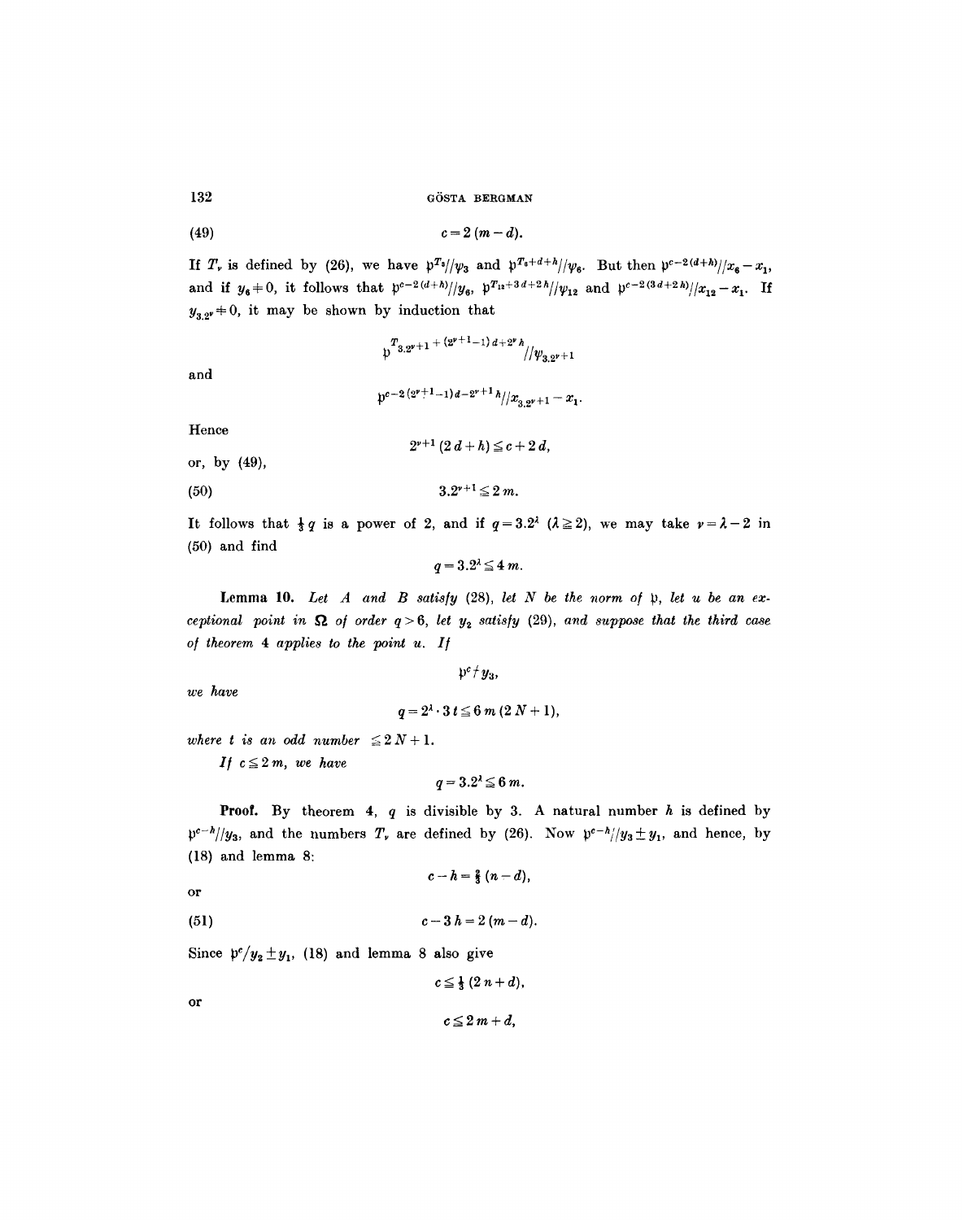$$c = 2\,(m - d). \tag{49}$$

If $T_\nu$ is defined by (26), we have $\mathfrak{p}^{T_3}//\psi_3$ and $\mathfrak{p}^{T_3+d+h}//\psi_6$. But then $\mathfrak{p}^{c-2(d+h)}//x_6 - x_1$, and if $y_6 \neq 0$, it follows that $\mathfrak{p}^{c-2(d+h)}//y_6$, $\mathfrak{p}^{T_{12}+3d+2h}//\psi_{12}$ and $\mathfrak{p}^{c-2(3d+2h)}//x_{12} - x_1$. If $y_{3.2^\nu} \neq 0$, it may be shown by induction that

$$\mathfrak{p}^{T_{3.2^{\nu+1}} + (2^{\nu+1}-1)d + 2^\nu h}//\psi_{3.2^{\nu+1}}$$

and

$$\mathfrak{p}^{c-2(2^{\nu+1}-1)d - 2^{\nu+1}h}//x_{3.2^{\nu+1}} - x_1.$$

Hence

$$2^{\nu+1}(2d + h) \leqq c + 2d,$$

or, by (49),

$$3.2^{\nu+1} \leqq 2m. \tag{50}$$

It follows that $\frac{1}{3}q$ is a power of 2, and if $q = 3.2^\lambda$ ($\lambda \geqq 2$), we may take $\nu = \lambda - 2$ in (50) and find

$$q = 3.2^\lambda \leqq 4m.$$

**Lemma 10.** *Let $A$ and $B$ satisfy (28), let $N$ be the norm of $\mathfrak{p}$, let $u$ be an exceptional point in $\Omega$ of order $q > 6$, let $y_2$ satisfy (29), and suppose that the third case of theorem 4 applies to the point $u$. If*

$$\mathfrak{p}^c \nmid y_3,$$

*we have*

$$q = 2^\lambda \cdot 3t \leqq 6m(2N + 1),$$

*where $t$ is an odd number $\leqq 2N + 1$.*

*If $c \leqq 2m$, we have*

$$q = 3.2^\lambda \leqq 6m.$$

**Proof.** By theorem 4, $q$ is divisible by 3. A natural number $h$ is defined by $\mathfrak{p}^{c-h}//y_3$, and the numbers $T_\nu$ are defined by (26). Now $\mathfrak{p}^{c-h}//y_3 \pm y_1$, and hence, by (18) and lemma 8:

$$c - h = \tfrac{2}{3}(n - d),$$

or

$$c - 3h = 2(m - d). \tag{51}$$

Since $\mathfrak{p}^c/y_2 \pm y_1$, (18) and lemma 8 also give

$$c \leqq \tfrac{1}{3}(2n + d),$$

or

$$c \leqq 2m + d,$$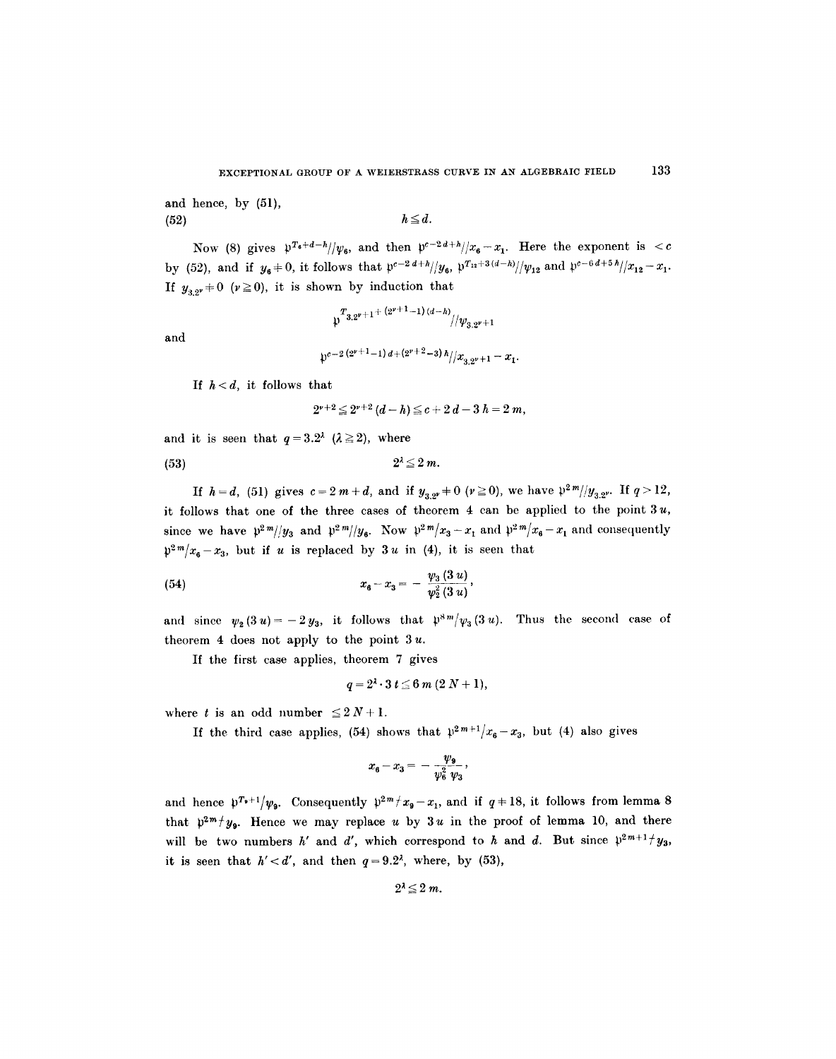and hence, by (51),

$$h \leqq d. \tag{52}$$

Now (8) gives $\mathfrak{p}^{T_6+d-h}//\psi_6$, and then $\mathfrak{p}^{c-2d+h}//x_6-x_1$. Here the exponent is $<c$ by (52), and if $y_6 \neq 0$, it follows that $\mathfrak{p}^{c-2d+h}//y_6$, $\mathfrak{p}^{T_{12}+3(d-h)}//\psi_{12}$ and $\mathfrak{p}^{c-6d+5h}//x_{12}-x_1$. If $y_{3.2^\nu} \neq 0$ $(\nu \geqq 0)$, it is shown by induction that

$$\mathfrak{p}^{T_{3.2^{\nu+1}}+(2^{\nu+1}-1)(d-h)}//\psi_{3.2^{\nu+1}}$$

and

$$\mathfrak{p}^{c-2(2^{\nu+1}-1)d+(2^{\nu+2}-3)h}//x_{3.2^{\nu+1}}-x_1.$$

If $h<d$, it follows that

$$2^{\nu+2} \leqq 2^{\nu+2}(d-h) \leqq c+2d-3h=2m,$$

and it is seen that $q=3.2^\lambda$ $(\lambda \geqq 2)$, where

$$2^\lambda \leqq 2m. \tag{53}$$

If $h=d$, (51) gives $c=2m+d$, and if $y_{3.2^\nu} \neq 0$ $(\nu \geqq 0)$, we have $\mathfrak{p}^{2m}//y_{3.2^\nu}$. If $q>12$, it follows that one of the three cases of theorem 4 can be applied to the point $3u$, since we have $\mathfrak{p}^{2m}//y_3$ and $\mathfrak{p}^{2m}//y_6$. Now $\mathfrak{p}^{2m}/x_3-x_1$ and $\mathfrak{p}^{2m}/x_6-x_1$ and consequently $\mathfrak{p}^{2m}/x_6-x_3$, but if $u$ is replaced by $3u$ in (4), it is seen that

$$x_6-x_3=-\frac{\psi_3(3u)}{\psi_2^2(3u)}, \tag{54}$$

and since $\psi_2(3u)=-2y_3$, it follows that $\mathfrak{p}^{8m}/\psi_3(3u)$. Thus the second case of theorem 4 does not apply to the point $3u$.

If the first case applies, theorem 7 gives

$$q=2^\lambda \cdot 3t \leqq 6m(2N+1),$$

where $t$ is an odd number $\leqq 2N+1$.

If the third case applies, (54) shows that $\mathfrak{p}^{2m+1}/x_6-x_3$, but (4) also gives

$$x_6-x_3=-\frac{\psi_9}{\psi_6^2\psi_3},$$

and hence $\mathfrak{p}^{T_9+1}/\psi_9$. Consequently $\mathfrak{p}^{2m}\nmid x_9-x_1$, and if $q \neq 18$, it follows from lemma 8 that $\mathfrak{p}^{2m}\nmid y_9$. Hence we may replace $u$ by $3u$ in the proof of lemma 10, and there will be two numbers $h'$ and $d'$, which correspond to $h$ and $d$. But since $\mathfrak{p}^{2m+1}\nmid y_3$, it is seen that $h'<d'$, and then $q=9.2^\lambda$, where, by (53),

$$2^\lambda \leqq 2m.$$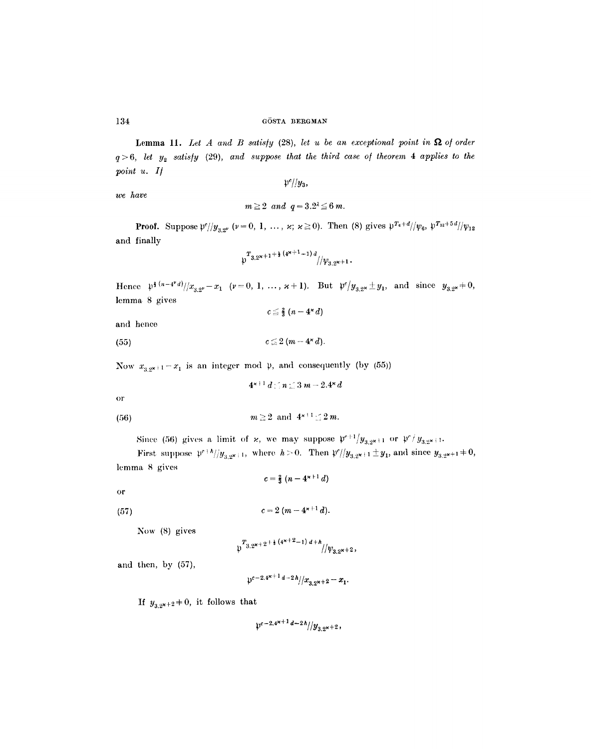**Lemma 11.** *Let $A$ and $B$ satisfy (28), let $u$ be an exceptional point in $\mathbf{\Omega}$ of order $q > 6$, let $y_2$ satisfy (29), and suppose that the third case of theorem 4 applies to the point $u$. If*

$$\mathfrak{p}^c // y_3,$$

*we have*

$$m \geq 2 \text{ and } q = 3.2^\lambda \leq 6\,m.$$

**Proof.** Suppose $\mathfrak{p}^c // y_{3.2^\nu}$ ($\nu = 0, 1, \ldots, \varkappa;\ \varkappa \geq 0$). Then (8) gives $\mathfrak{p}^{T_6 + d} // \psi_6$, $\mathfrak{p}^{T_{12} + 5d} // \psi_{12}$ and finally

$$\mathfrak{p}^{T_{3.2^{\varkappa+1}} + \frac{1}{3}(4^{\varkappa+1} - 1)\,d} // \psi_{3.2^{\varkappa+1}}.$$

Hence $\mathfrak{p}^{\frac{2}{3}(n - 4^\nu d)} // x_{3.2^\nu} - x_1$ ($\nu = 0, 1, \ldots, \varkappa + 1$). But $\mathfrak{p}^c / y_{3.2^\varkappa} \pm y_1$, and since $y_{3.2^\varkappa} \neq 0$, lemma 8 gives

$$c \leq \tfrac{2}{3}(n - 4^\varkappa d)$$

and hence

$$c \leq 2\,(m - 4^\varkappa d). \tag{55}$$

Now $x_{3.2^{\varkappa+1}} - x_1$ is an integer mod $\mathfrak{p}$, and consequently (by (55))

$$4^{\varkappa+1} d \leq n \leq 3\,m - 2.4^\varkappa d$$

or

$$m \geq 2 \text{ and } 4^{\varkappa+1} \leq 2\,m. \tag{56}$$

Since (56) gives a limit of $\varkappa$, we may suppose $\mathfrak{p}^{c+1} / y_{3.2^{\varkappa+1}}$ or $\mathfrak{p}^c \nmid y_{3.2^{\varkappa+1}}$.

First suppose $\mathfrak{p}^{c+h} // y_{3.2^{\varkappa+1}}$, where $h > 0$. Then $\mathfrak{p}^c // y_{3.2^{\varkappa+1}} \pm y_1$, and since $y_{3.2^{\varkappa+1}} \neq 0$, lemma 8 gives

$$c = \tfrac{2}{3}(n - 4^{\varkappa+1} d)$$

or

$$c = 2\,(m - 4^{\varkappa+1} d). \tag{57}$$

Now (8) gives

$$\mathfrak{p}^{T_{3.2^{\varkappa+2}} + \frac{1}{3}(4^{\varkappa+2} - 1)\,d + h} // \psi_{3.2^{\varkappa+2}},$$

and then, by (57),

$$\mathfrak{p}^{c - 2.4^{\varkappa+1} d - 2h} // x_{3.2^{\varkappa+2}} - x_1.$$

If $y_{3.2^{\varkappa+2}} \neq 0$, it follows that

$$\mathfrak{p}^{c - 2.4^{\varkappa+1} d - 2h} // y_{3.2^{\varkappa+2}},$$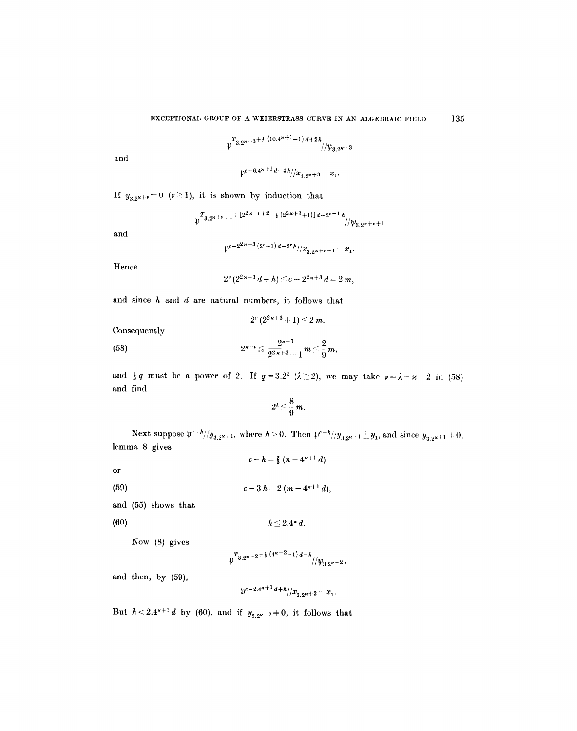$$\mathfrak{p}^{T_{3.2^{\varkappa}+3}+\frac{1}{3}(10.4^{\varkappa+1}-1)d+2h} // \psi_{3.2^{\varkappa}+3}$$

and

$$\mathfrak{p}^{c-6.4^{\varkappa+1}d-4h} // x_{3.2^{\varkappa}+3}-x_1.$$

If $y_{3.2^{\varkappa}+\nu} \neq 0$ $(\nu \geqq 1)$, it is shown by induction that

$$\mathfrak{p}^{T_{3.2^{\varkappa}+\nu+1}+[2^{2\varkappa+\nu+2}-\frac{1}{3}(2^{2\varkappa+3}+1)]d+2^{\nu-1}h} // \psi_{3.2^{\varkappa}+\nu+1}$$

and

$$\mathfrak{p}^{c-2^{2\varkappa+3}(2^{\nu}-1)d-2^{\nu}h} // x_{3.2^{\varkappa}+\nu+1}-x_1.$$

Hence

$$2^{\nu}(2^{2\varkappa+3}d+h) \leqq c+2^{2\varkappa+3}d = 2m,$$

and since $h$ and $d$ are natural numbers, it follows that

$$2^{\nu}(2^{2\varkappa+3}+1) \leqq 2m.$$

Consequently

$$2^{\varkappa+\nu} \leqq \frac{2^{\varkappa+1}}{2^{2\varkappa+3}+1}m \leqq \frac{2}{9}m, \tag{58}$$

and $\frac{1}{3}q$ must be a power of 2. If $q=3.2^{\lambda}$ $(\lambda \geqq 2)$, we may take $\nu=\lambda-\varkappa-2$ in (58) and find

$$2^{\lambda} \leqq \frac{8}{9}m.$$

Next suppose $\mathfrak{p}^{c-h} // y_{3.2^{\varkappa}+1}$, where $h>0$. Then $\mathfrak{p}^{c-h} // y_{3.2^{\varkappa}+1} \pm y_1$, and since $y_{3.2^{\varkappa}+1} \neq 0$, lemma 8 gives

$$c-h=\tfrac{2}{3}(n-4^{\varkappa+1}d)$$

or

$$c-3h=2(m-4^{\varkappa+1}d), \tag{59}$$

and (55) shows that

$$h \leqq 2.4^{\varkappa}d. \tag{60}$$

Now (8) gives

$$\mathfrak{p}^{T_{3.2^{\varkappa}+2}+\frac{1}{3}(4^{\varkappa+2}-1)d-h} // \psi_{3.2^{\varkappa}+2},$$

and then, by (59),

$$\mathfrak{p}^{c-2.4^{\varkappa+1}d+h} // x_{3.2^{\varkappa}+2}-x_1.$$

But $h<2.4^{\varkappa+1}d$ by (60), and if $y_{3.2^{\varkappa}+2} \neq 0$, it follows that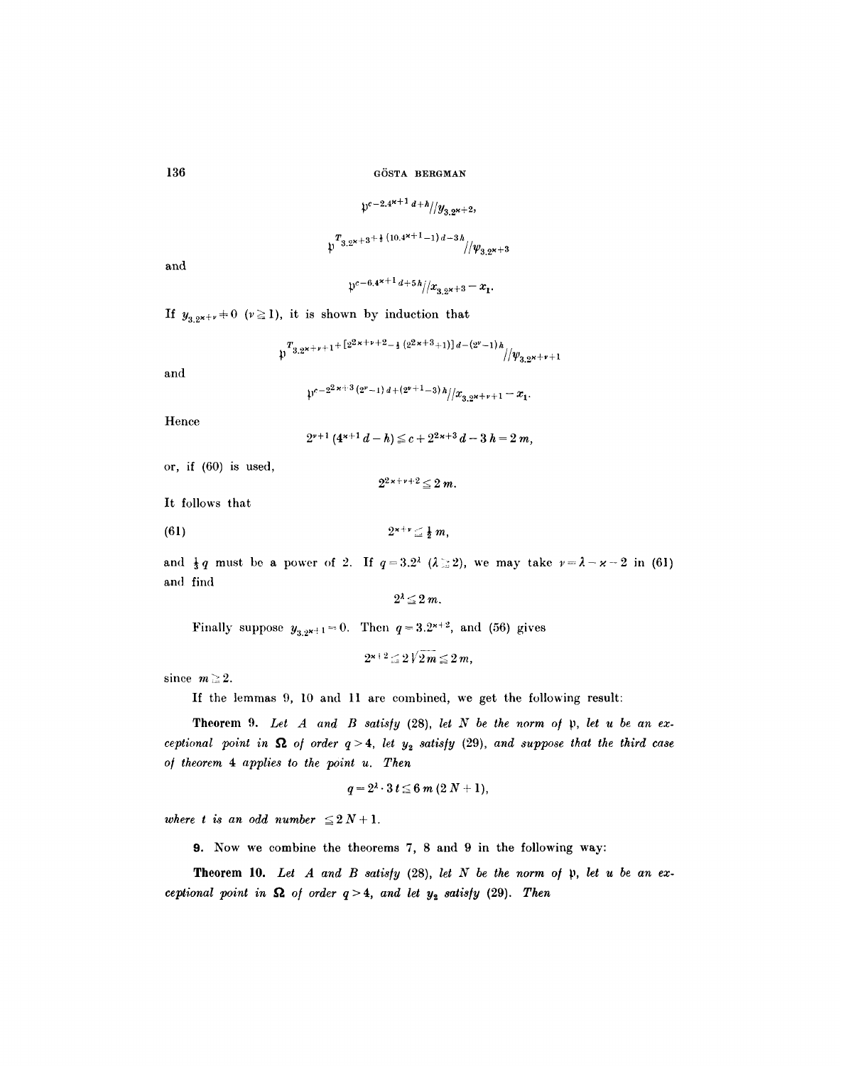$$\mathfrak{p}^{c-2.4^{\varkappa+1}d+h}//y_{3.2^{\varkappa}+2},$$

$$\mathfrak{p}^{T_{3.2^{\varkappa}+3}+\frac{1}{3}(10.4^{\varkappa+1}-1)d-3h}//\psi_{3.2^{\varkappa}+3}$$

and

$$\mathfrak{p}^{c-6.4^{\varkappa+1}d+5h}//x_{3.2^{\varkappa}+3}-x_1.$$

If $y_{3.2^{\varkappa}+\nu} \neq 0$ $(\nu \geqq 1)$, it is shown by induction that

$$\mathfrak{p}^{T_{3.2^{\varkappa}+\nu+1}+[2^{2\varkappa+\nu+2}-\frac{1}{3}(2^{2\varkappa+3}+1)]d-(2^{\nu}-1)h}//\psi_{3.2^{\varkappa}+\nu+1}$$

and

$$\mathfrak{p}^{c-2^{2\varkappa+3}(2^{\nu}-1)d+(2^{\nu+1}-3)h}//x_{3.2^{\varkappa}+\nu+1}-x_1.$$

Hence

$$2^{\nu+1}(4^{\varkappa+1}d-h) \leqq c+2^{2\varkappa+3}d-3h=2m,$$

or, if (60) is used,

$$2^{2\varkappa+\nu+2} \leqq 2m.$$

It follows that

$$2^{\varkappa+\nu} \leqq \tfrac{1}{2}m, \tag{61}$$

and $\frac{1}{3}q$ must be a power of 2. If $q=3.2^{\lambda}$ $(\lambda \geqq 2)$, we may take $\nu=\lambda-\varkappa-2$ in (61) and find

$$2^{\lambda} \leqq 2m.$$

Finally suppose $y_{3.2^{\varkappa}+1}=0$. Then $q=3.2^{\varkappa+2}$, and (56) gives

$$2^{\varkappa+2} \leqq 2\sqrt{2m} \leqq 2m,$$

since $m \geqq 2$.

If the lemmas 9, 10 and 11 are combined, we get the following result:

**Theorem 9.** *Let $A$ and $B$ satisfy (28), let $N$ be the norm of $\mathfrak{p}$, let $u$ be an exceptional point in $\boldsymbol{\Omega}$ of order $q>4$, let $y_2$ satisfy (29), and suppose that the third case of theorem 4 applies to the point $u$. Then*

$$q=2^{\lambda}\cdot 3t \leqq 6m(2N+1),$$

*where $t$ is an odd number $\leqq 2N+1$.*

**9.** Now we combine the theorems 7, 8 and 9 in the following way:

**Theorem 10.** *Let $A$ and $B$ satisfy (28), let $N$ be the norm of $\mathfrak{p}$, let $u$ be an exceptional point in $\boldsymbol{\Omega}$ of order $q>4$, and let $y_2$ satisfy (29). Then*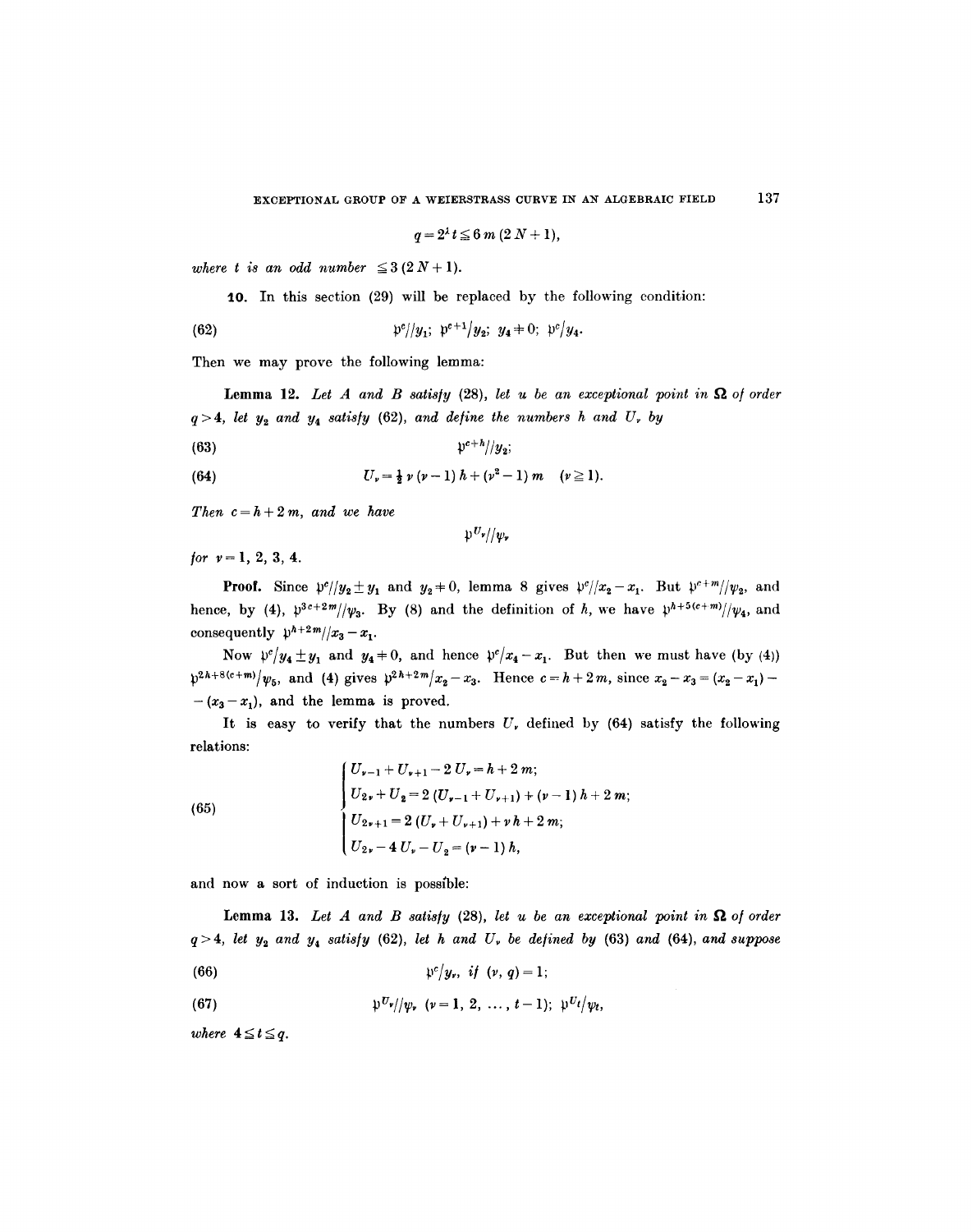$$q = 2^{\lambda} t \leq 6\, m\, (2\, N + 1),$$

*where $t$ is an odd number $\leq 3\,(2\,N+1)$.*

**10.** In this section (29) will be replaced by the following condition:

$$\mathfrak{p}^{c} // y_1;\ \ \mathfrak{p}^{c+1} / y_2;\ \ y_4 \neq 0;\ \ \mathfrak{p}^{c} / y_4. \tag{62}$$

Then we may prove the following lemma:

**Lemma 12.** *Let $A$ and $B$ satisfy (28), let $u$ be an exceptional point in $\Omega$ of order $q > 4$, let $y_2$ and $y_4$ satisfy (62), and define the numbers $h$ and $U_\nu$ by*

$$\mathfrak{p}^{c+h} // y_2; \tag{63}$$

$$U_\nu = \tfrac{1}{2}\, \nu\, (\nu - 1)\, h + (\nu^2 - 1)\, m \quad (\nu \geq 1). \tag{64}$$

*Then $c = h + 2\,m$, and we have*

$$\mathfrak{p}^{U_\nu} // \psi_\nu$$

*for $\nu = 1, 2, 3, 4$.*

**Proof.** Since $\mathfrak{p}^{c} // y_2 \pm y_1$ and $y_2 \neq 0$, lemma 8 gives $\mathfrak{p}^{c} // x_2 - x_1$. But $\mathfrak{p}^{c+m} // \psi_2$, and hence, by (4), $\mathfrak{p}^{3c+2m} // \psi_3$. By (8) and the definition of $h$, we have $\mathfrak{p}^{h+5(c+m)} // \psi_4$, and consequently $\mathfrak{p}^{h+2m} // x_3 - x_1$.

Now $\mathfrak{p}^{c} / y_4 \pm y_1$ and $y_4 \neq 0$, and hence $\mathfrak{p}^{c} / x_4 - x_1$. But then we must have (by (4)) $\mathfrak{p}^{2h+8(c+m)} / \psi_5$, and (4) gives $\mathfrak{p}^{2h+2m} / x_2 - x_3$. Hence $c = h + 2\,m$, since $x_2 - x_3 = (x_2 - x_1) - (x_3 - x_1)$, and the lemma is proved.

It is easy to verify that the numbers $U_\nu$ defined by (64) satisfy the following relations:

$$\begin{cases} U_{\nu-1} + U_{\nu+1} - 2\, U_\nu = h + 2\, m; \\ U_{2\nu} + U_2 = 2\, (U_{\nu-1} + U_{\nu+1}) + (\nu - 1)\, h + 2\, m; \\ U_{2\nu+1} = 2\, (U_\nu + U_{\nu+1}) + \nu\, h + 2\, m; \\ U_{2\nu} - 4\, U_\nu - U_2 = (\nu - 1)\, h, \end{cases} \tag{65}$$

and now a sort of induction is possible:

**Lemma 13.** *Let $A$ and $B$ satisfy (28), let $u$ be an exceptional point in $\Omega$ of order $q > 4$, let $y_2$ and $y_4$ satisfy (62), let $h$ and $U_\nu$ be defined by (63) and (64), and suppose*

$$\mathfrak{p}^{c} / y_\nu, \ \textit{if}\ (\nu, q) = 1; \tag{66}$$

$$\mathfrak{p}^{U_\nu} // \psi_\nu \ \ (\nu = 1, 2, \ldots, t-1);\ \ \mathfrak{p}^{U_t} / \psi_t, \tag{67}$$

*where $4 \leq t \leq q$.*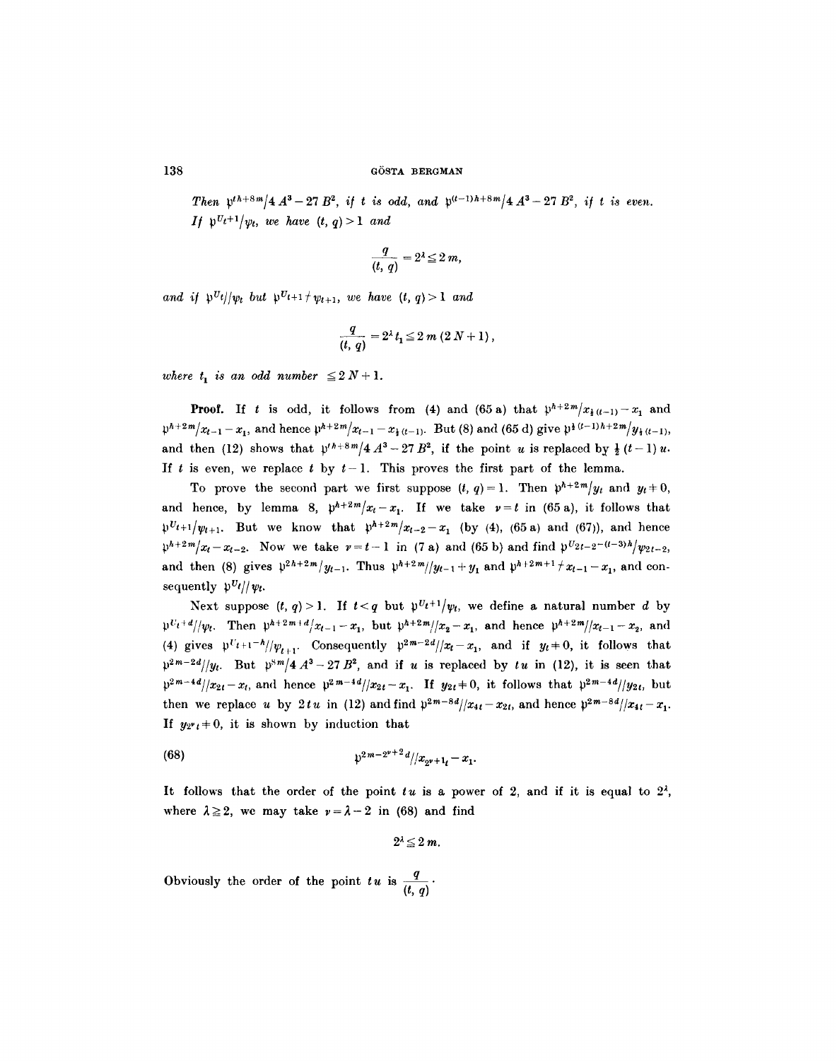*Then* $\mathfrak{p}^{th+8m}/4A^3-27B^2$, *if* $t$ *is odd, and* $\mathfrak{p}^{(t-1)h+8m}/4A^3-27B^2$, *if* $t$ *is even. If* $\mathfrak{p}^{U_t+1}/\psi_t$, *we have* $(t,q)>1$ *and*

$$\frac{q}{(t,q)}=2^\lambda\leq 2m,$$

*and if* $\mathfrak{p}^{U_t}//\psi_t$ *but* $\mathfrak{p}^{U_{t+1}}\nmid\psi_{t+1}$, *we have* $(t,q)>1$ *and*

$$\frac{q}{(t,q)}=2^\lambda t_1\leq 2m(2N+1),$$

*where* $t_1$ *is an odd number* $\leq 2N+1$.

**Proof.** If $t$ is odd, it follows from (4) and (65 a) that $\mathfrak{p}^{h+2m}/x_{\frac{1}{2}(t-1)}-x_1$ and $\mathfrak{p}^{h+2m}/x_{t-1}-x_1$, and hence $\mathfrak{p}^{h+2m}/x_{t-1}-x_{\frac{1}{2}(t-1)}$. But (8) and (65 d) give $\mathfrak{p}^{\frac{1}{2}(t-1)h+2m}/y_{\frac{1}{2}(t-1)}$, and then (12) shows that $\mathfrak{p}^{th+8m}/4A^3-27B^2$, if the point $u$ is replaced by $\frac{1}{2}(t-1)u$. If $t$ is even, we replace $t$ by $t-1$. This proves the first part of the lemma.

To prove the second part we first suppose $(t,q)=1$. Then $\mathfrak{p}^{h+2m}/y_t$ and $y_t\neq 0$, and hence, by lemma 8, $\mathfrak{p}^{h+2m}/x_t-x_1$. If we take $\nu=t$ in (65 a), it follows that $\mathfrak{p}^{U_t+1}/\psi_{t+1}$. But we know that $\mathfrak{p}^{h+2m}/x_{t-2}-x_1$ (by (4), (65 a) and (67)), and hence $\mathfrak{p}^{h+2m}/x_t-x_{t-2}$. Now we take $\nu=t-1$ in (7 a) and (65 b) and find $\mathfrak{p}^{U_{2t-2}-(t-3)h}/\psi_{2t-2}$, and then (8) gives $\mathfrak{p}^{2h+2m}/y_{t-1}$. Thus $\mathfrak{p}^{h+2m}//y_{t-1}+y_1$ and $\mathfrak{p}^{h+2m+1}\nmid x_{t-1}-x_1$, and consequently $\mathfrak{p}^{U_t}//\psi_t$.

Next suppose $(t,q)>1$. If $t<q$ but $\mathfrak{p}^{U_t+1}/\psi_t$, we define a natural number $d$ by $\mathfrak{p}^{U_t+d}//\psi_t$. Then $\mathfrak{p}^{h+2m+d}/x_{t-1}-x_1$, but $\mathfrak{p}^{h+2m}//x_2-x_1$, and hence $\mathfrak{p}^{h+2m}//x_{t-1}-x_2$, and (4) gives $\mathfrak{p}^{U_{t+1}-h}//\psi_{t+1}$. Consequently $\mathfrak{p}^{2m-2d}//x_t-x_1$, and if $y_t\neq 0$, it follows that $\mathfrak{p}^{2m-2d}//y_t$. But $\mathfrak{p}^{8m}/4A^3-27B^2$, and if $u$ is replaced by $tu$ in (12), it is seen that $\mathfrak{p}^{2m-4d}//x_{2t}-x_t$, and hence $\mathfrak{p}^{2m-4d}//x_{2t}-x_1$. If $y_{2t}\neq 0$, it follows that $\mathfrak{p}^{2m-4d}//y_{2t}$, but then we replace $u$ by $2tu$ in (12) and find $\mathfrak{p}^{2m-8d}//x_{4t}-x_{2t}$, and hence $\mathfrak{p}^{2m-8d}//x_{4t}-x_1$. If $y_{2^\nu t}\neq 0$, it is shown by induction that

$$\mathfrak{p}^{2m-2^{\nu+2}d}//x_{2^{\nu+1}t}-x_1. \tag{68}$$

It follows that the order of the point $tu$ is a power of 2, and if it is equal to $2^\lambda$, where $\lambda\geq 2$, we may take $\nu=\lambda-2$ in (68) and find

$$2^\lambda\leq 2m.$$

Obviously the order of the point $tu$ is $\dfrac{q}{(t,q)}$.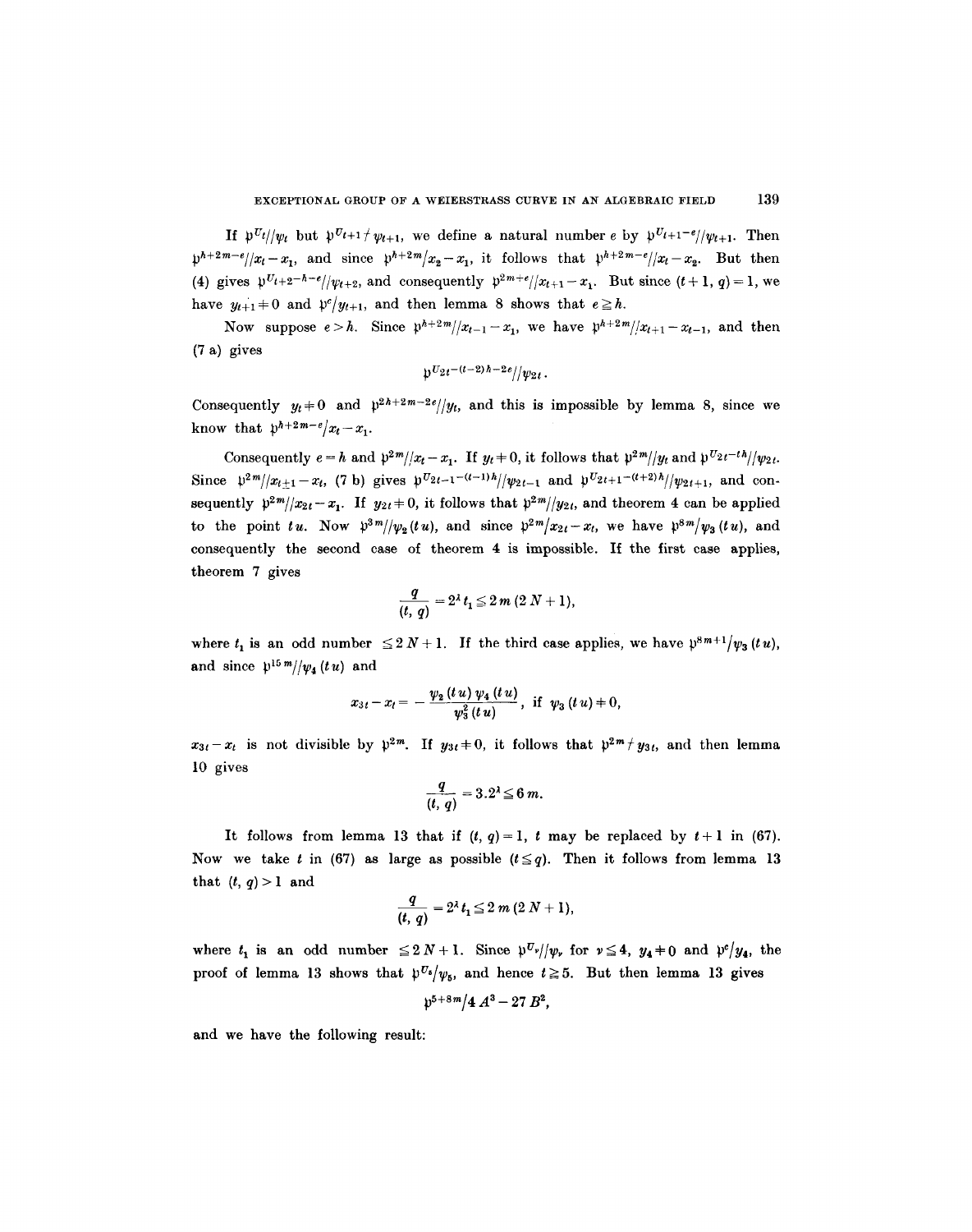If $\mathfrak{p}^{U_t} // \psi_t$ but $\mathfrak{p}^{U_{t+1}} \nmid \psi_{t+1}$, we define a natural number $e$ by $\mathfrak{p}^{U_{t+1}-e} // \psi_{t+1}$. Then $\mathfrak{p}^{h+2m-e} // x_t - x_1$, and since $\mathfrak{p}^{h+2m} / x_2 - x_1$, it follows that $\mathfrak{p}^{h+2m-e} // x_t - x_2$. But then (4) gives $\mathfrak{p}^{U_{t+2}-h-e} // \psi_{t+2}$, and consequently $\mathfrak{p}^{2m+e} // x_{t+1} - x_1$. But since $(t+1, q) = 1$, we have $y_{t+1} \neq 0$ and $\mathfrak{p}^e / y_{t+1}$, and then lemma 8 shows that $e \geq h$.

Now suppose $e > h$. Since $\mathfrak{p}^{h+2m} // x_{t-1} - x_1$, we have $\mathfrak{p}^{h+2m} // x_{t+1} - x_{t-1}$, and then (7 a) gives

$$\mathfrak{p}^{U_{2t}-(t-2)h-2e} // \psi_{2t}.$$

Consequently $y_t \neq 0$ and $\mathfrak{p}^{2h+2m-2e} // y_t$, and this is impossible by lemma 8, since we know that $\mathfrak{p}^{h+2m-e} / x_t - x_1$.

Consequently $e = h$ and $\mathfrak{p}^{2m} // x_t - x_1$. If $y_t \neq 0$, it follows that $\mathfrak{p}^{2m} // y_t$ and $\mathfrak{p}^{U_{2t}-th} // \psi_{2t}$. Since $\mathfrak{p}^{2m} // x_{t \pm 1} - x_t$, (7 b) gives $\mathfrak{p}^{U_{2t-1}-(t-1)h} // \psi_{2t-1}$ and $\mathfrak{p}^{U_{2t+1}-(t+2)h} // \psi_{2t+1}$, and consequently $\mathfrak{p}^{2m} // x_{2t} - x_1$. If $y_{2t} \neq 0$, it follows that $\mathfrak{p}^{2m} // y_{2t}$, and theorem 4 can be applied to the point $tu$. Now $\mathfrak{p}^{3m} // \psi_2(tu)$, and since $\mathfrak{p}^{2m} / x_{2t} - x_t$, we have $\mathfrak{p}^{8m} / \psi_3(tu)$, and consequently the second case of theorem 4 is impossible. If the first case applies, theorem 7 gives

$$\frac{q}{(t, q)} = 2^\lambda t_1 \leq 2m(2N+1),$$

where $t_1$ is an odd number $\leq 2N+1$. If the third case applies, we have $\mathfrak{p}^{8m+1} / \psi_3(tu)$, and since $\mathfrak{p}^{15m} // \psi_4(tu)$ and

$$x_{3t} - x_t = -\frac{\psi_2(tu)\,\psi_4(tu)}{\psi_3^2(tu)}, \text{ if } \psi_3(tu) \neq 0,$$

$x_{3t} - x_t$ is not divisible by $\mathfrak{p}^{2m}$. If $y_{3t} \neq 0$, it follows that $\mathfrak{p}^{2m} \nmid y_{3t}$, and then lemma 10 gives

$$\frac{q}{(t, q)} = 3 \cdot 2^\lambda \leq 6m.$$

It follows from lemma 13 that if $(t, q) = 1$, $t$ may be replaced by $t+1$ in (67). Now we take $t$ in (67) as large as possible $(t \leq q)$. Then it follows from lemma 13 that $(t, q) > 1$ and

$$\frac{q}{(t, q)} = 2^\lambda t_1 \leq 2m(2N+1),$$

where $t_1$ is an odd number $\leq 2N+1$. Since $\mathfrak{p}^{U_\nu} // \psi_\nu$ for $\nu \leq 4$, $y_4 \neq 0$ and $\mathfrak{p}^e / y_4$, the proof of lemma 13 shows that $\mathfrak{p}^{U_5} / \psi_5$, and hence $t \geq 5$. But then lemma 13 gives

$$\mathfrak{p}^{5+8m} / 4A^3 - 27B^2,$$

and we have the following result: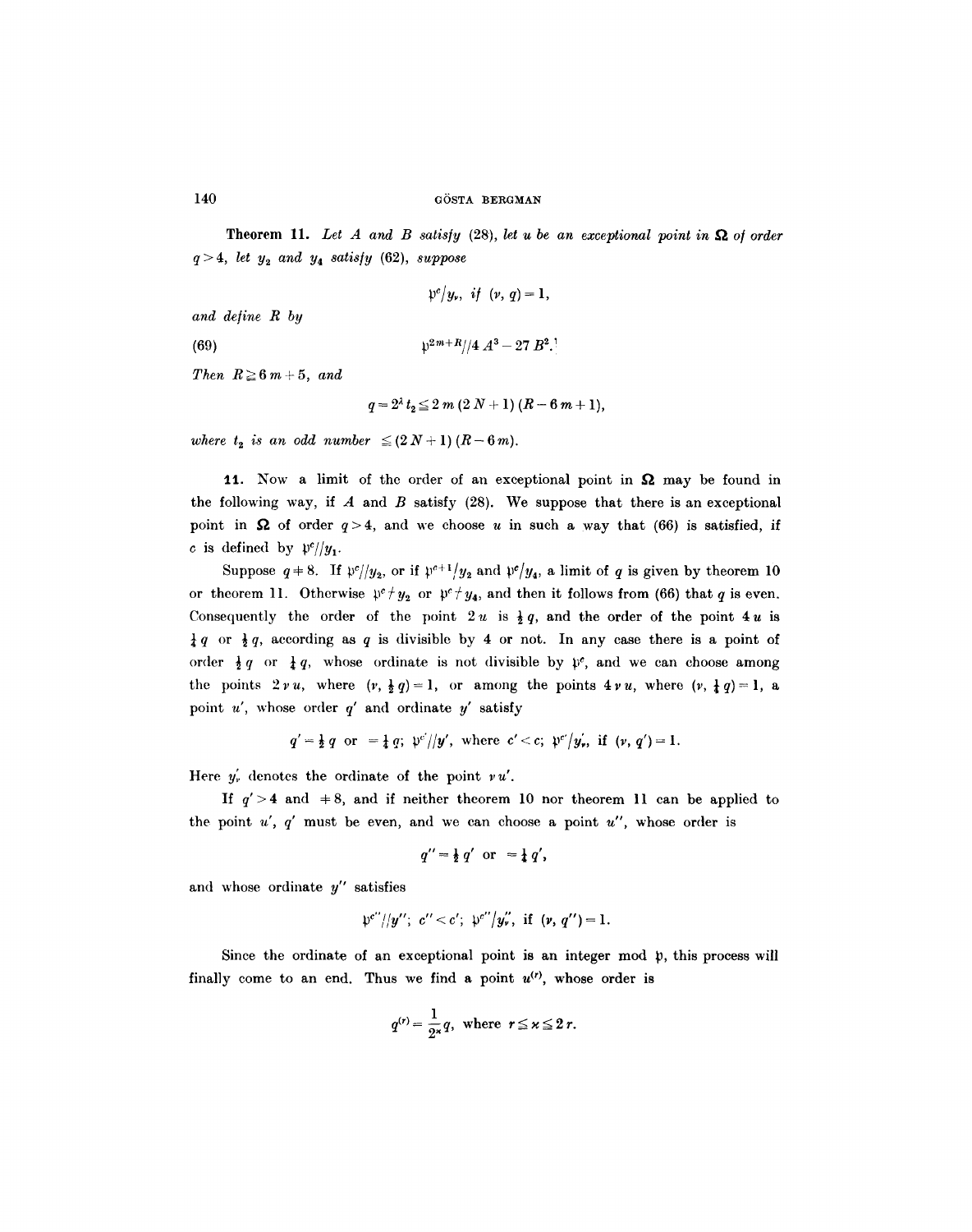**Theorem 11.** *Let $A$ and $B$ satisfy* (28), *let $u$ be an exceptional point in $\Omega$ of order $q > 4$, let $y_2$ and $y_4$ satisfy* (62), *suppose*

$$\mathfrak{p}^c / y_\nu, \text{ if } (\nu, q) = 1,$$

*and define $R$ by*

$$\mathfrak{p}^{2m+R} // 4A^3 - 27B^2. \tag{69}$$[1]

*Then $R \geq 6m + 5$, and*

$$q = 2^\lambda t_2 \leq 2m(2N + 1)(R - 6m + 1),$$

*where $t_2$ is an odd number $\leq (2N + 1)(R - 6m)$.*

**11.** Now a limit of the order of an exceptional point in $\Omega$ may be found in the following way, if $A$ and $B$ satisfy (28). We suppose that there is an exceptional point in $\Omega$ of order $q > 4$, and we choose $u$ in such a way that (66) is satisfied, if $c$ is defined by $\mathfrak{p}^c // y_1$.

Suppose $q \neq 8$. If $\mathfrak{p}^c // y_2$, or if $\mathfrak{p}^{c+1} / y_2$ and $\mathfrak{p}^c / y_4$, a limit of $q$ is given by theorem 10 or theorem 11. Otherwise $\mathfrak{p}^c \nmid y_2$ or $\mathfrak{p}^c \nmid y_4$, and then it follows from (66) that $q$ is even. Consequently the order of the point $2u$ is $\frac{1}{2}q$, and the order of the point $4u$ is $\frac{1}{4}q$ or $\frac{1}{2}q$, according as $q$ is divisible by 4 or not. In any case there is a point of order $\frac{1}{2}q$ or $\frac{1}{4}q$, whose ordinate is not divisible by $\mathfrak{p}^c$, and we can choose among the points $2\nu u$, where $(\nu, \frac{1}{2}q) = 1$, or among the points $4\nu u$, where $(\nu, \frac{1}{4}q) = 1$, a point $u'$, whose order $q'$ and ordinate $y'$ satisfy

$$q' = \tfrac{1}{2}q \text{ or } = \tfrac{1}{4}q; \ \mathfrak{p}^{c'} // y', \text{ where } c' < c; \ \mathfrak{p}^{c'} / y'_\nu, \text{ if } (\nu, q') = 1.$$

Here $y'_\nu$ denotes the ordinate of the point $\nu u'$.

If $q' > 4$ and $\neq 8$, and if neither theorem 10 nor theorem 11 can be applied to the point $u'$, $q'$ must be even, and we can choose a point $u''$, whose order is

$$q'' = \tfrac{1}{2}q' \text{ or } = \tfrac{1}{4}q',$$

and whose ordinate $y''$ satisfies

$$\mathfrak{p}^{c''} // y''; \ c'' < c'; \ \mathfrak{p}^{c''} / y''_\nu, \text{ if } (\nu, q'') = 1.$$

Since the ordinate of an exceptional point is an integer mod $\mathfrak{p}$, this process will finally come to an end. Thus we find a point $u^{(r)}$, whose order is

$$q^{(r)} = \frac{1}{2^\varkappa} q, \text{ where } r \leq \varkappa \leq 2r.$$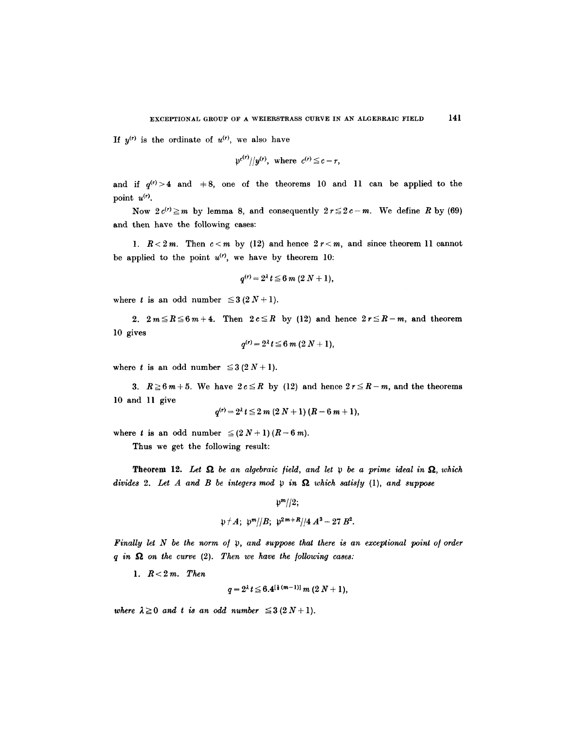If $y^{(r)}$ is the ordinate of $u^{(r)}$, we also have

$$\mathfrak{p}^{c^{(r)}} // y^{(r)}, \text{ where } c^{(r)} \leqq c - r,$$

and if $q^{(r)} > 4$ and $\neq 8$, one of the theorems 10 and 11 can be applied to the point $u^{(r)}$.

Now $2\,c^{(r)} \geqq m$ by lemma 8, and consequently $2\,r \leqq 2\,c - m$. We define $R$ by (69) and then have the following cases:

1. $R < 2\,m$. Then $c < m$ by (12) and hence $2\,r < m$, and since theorem 11 cannot be applied to the point $u^{(r)}$, we have by theorem 10:

$$q^{(r)} = 2^{\lambda}\, t \leqq 6\,m\,(2\,N + 1),$$

where $t$ is an odd number $\leqq 3\,(2\,N + 1)$.

2. $2\,m \leqq R \leqq 6\,m + 4$. Then $2\,c \leqq R$ by (12) and hence $2\,r \leqq R - m$, and theorem 10 gives

$$q^{(r)} = 2^{\lambda}\, t \leqq 6\,m\,(2\,N + 1),$$

where $t$ is an odd number $\leqq 3\,(2\,N + 1)$.

3. $R \geqq 6\,m + 5$. We have $2\,c \leqq R$ by (12) and hence $2\,r \leqq R - m$, and the theorems 10 and 11 give

$$q^{(r)} = 2^{\lambda}\, t \leqq 2\,m\,(2\,N + 1)\,(R - 6\,m + 1),$$

where $t$ is an odd number $\leqq (2\,N + 1)\,(R - 6\,m)$.

Thus we get the following result:

**Theorem 12.** *Let $\Omega$ be an algebraic field, and let $\mathfrak{p}$ be a prime ideal in $\Omega$, which divides 2. Let $A$ and $B$ be integers mod $\mathfrak{p}$ in $\Omega$ which satisfy (1), and suppose*

$$\mathfrak{p}^{m} // 2;$$

$$\mathfrak{p} \nmid A; \quad \mathfrak{p}^{m} // B; \quad \mathfrak{p}^{2m+R} // 4\,A^3 - 27\,B^2.$$

*Finally let $N$ be the norm of $\mathfrak{p}$, and suppose that there is an exceptional point of order $q$ in $\Omega$ on the curve (2). Then we have the following cases:*

1. $R < 2\,m$. *Then*

$$q = 2^{\lambda}\, t \leqq 6 \cdot 4^{[\frac{1}{2}(m-1)]}\, m\,(2\,N + 1),$$

*where $\lambda \geqq 0$ and $t$ is an odd number $\leqq 3\,(2\,N + 1)$.*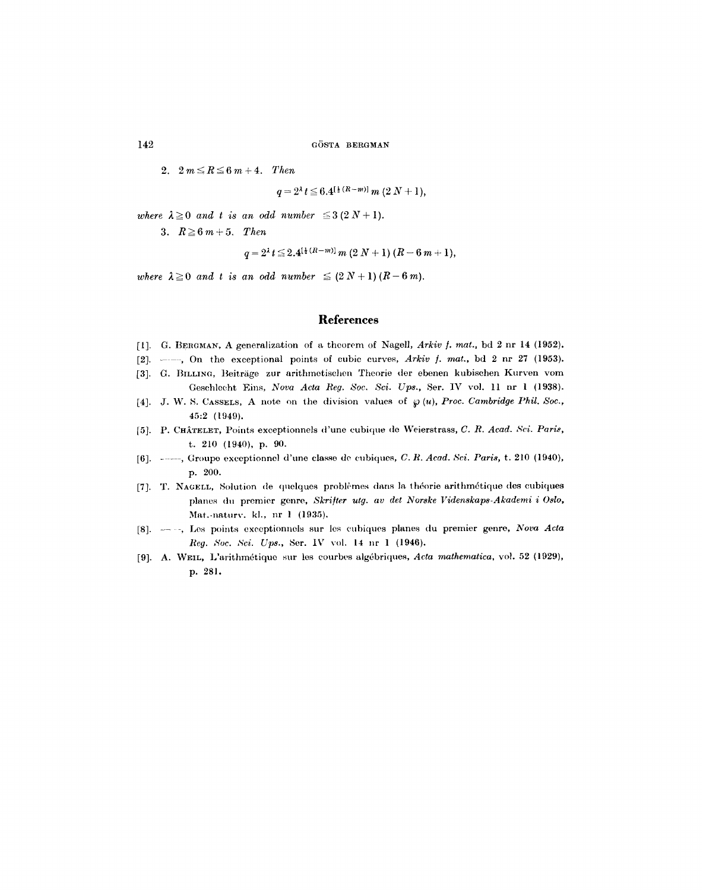2. $2m \leq R \leq 6m + 4$. *Then*

$$q = 2^{\lambda} t \leq 6.4^{[\frac{1}{2}(R-m)]} m (2N+1),$$

*where* $\lambda \geq 0$ *and* $t$ *is an odd number* $\leq 3(2N+1)$.

3. $R \geq 6m + 5$. *Then*

$$q = 2^{\lambda} t \leq 2.4^{[\frac{1}{2}(R-m)]} m (2N+1)(R - 6m + 1),$$

*where* $\lambda \geq 0$ *and* $t$ *is an odd number* $\leq (2N+1)(R - 6m)$.

## References

[1]. G. Bergman, A generalization of a theorem of Nagell, *Arkiv f. mat.*, bd 2 nr 14 (1952).

[2]. ——, On the exceptional points of cubic curves, *Arkiv f. mat.*, bd 2 nr 27 (1953).

[3]. G. Billing, Beiträge zur arithmetischen Theorie der ebenen kubischen Kurven vom Geschlecht Eins, *Nova Acta Reg. Soc. Sci. Ups.*, Ser. IV vol. 11 nr 1 (1938).

[4]. J. W. S. Cassels, A note on the division values of $\wp(u)$, *Proc. Cambridge Phil. Soc.*, 45:2 (1949).

[5]. P. Châtelet, Points exceptionnels d'une cubique de Weierstrass, *C. R. Acad. Sci. Paris*, t. 210 (1940), p. 90.

[6]. ——, Groupe exceptionnel d'une classe de cubiques, *C. R. Acad. Sci. Paris*, t. 210 (1940), p. 200.

[7]. T. Nagell, Solution de quelques problèmes dans la théorie arithmétique des cubiques planes du premier genre, *Skrifter utg. av det Norske Videnskaps-Akademi i Oslo*, Mat.-naturv. kl., nr 1 (1935).

[8]. ——, Les points exceptionnels sur les cubiques planes du premier genre, *Nova Acta Reg. Soc. Sci. Ups.*, Ser. IV vol. 14 nr 1 (1946).

[9]. A. Weil, L'arithmétique sur les courbes algébriques, *Acta mathematica*, vol. 52 (1929), p. 281.